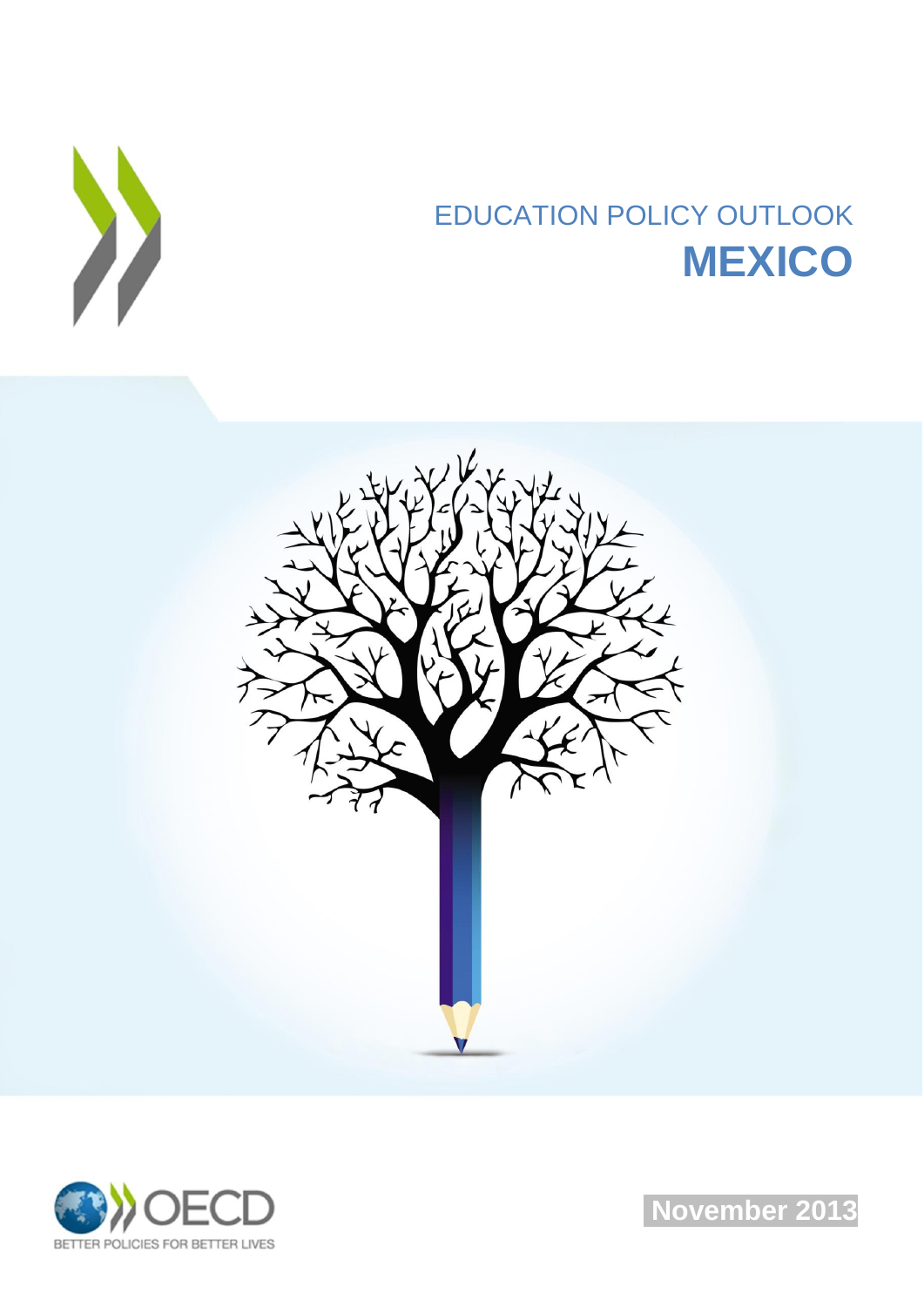# EDUCATION POLICY OUTLOOK
# MEXICO

OECD

BETTER POLICIES FOR BETTER LIVES

November 2013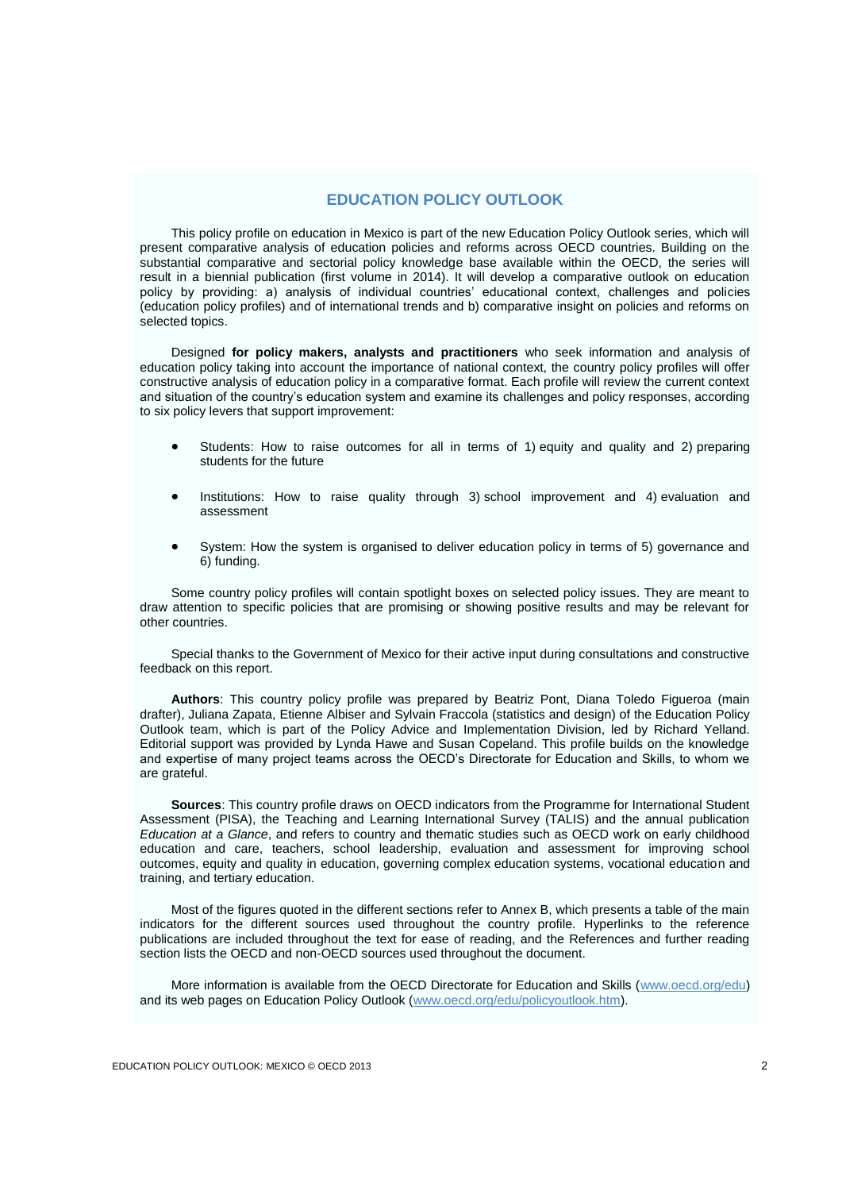## EDUCATION POLICY OUTLOOK

This policy profile on education in Mexico is part of the new Education Policy Outlook series, which will present comparative analysis of education policies and reforms across OECD countries. Building on the substantial comparative and sectorial policy knowledge base available within the OECD, the series will result in a biennial publication (first volume in 2014). It will develop a comparative outlook on education policy by providing: a) analysis of individual countries' educational context, challenges and policies (education policy profiles) and of international trends and b) comparative insight on policies and reforms on selected topics.

Designed **for policy makers, analysts and practitioners** who seek information and analysis of education policy taking into account the importance of national context, the country policy profiles will offer constructive analysis of education policy in a comparative format. Each profile will review the current context and situation of the country's education system and examine its challenges and policy responses, according to six policy levers that support improvement:

- Students: How to raise outcomes for all in terms of 1) equity and quality and 2) preparing students for the future
- Institutions: How to raise quality through 3) school improvement and 4) evaluation and assessment
- System: How the system is organised to deliver education policy in terms of 5) governance and 6) funding.

Some country policy profiles will contain spotlight boxes on selected policy issues. They are meant to draw attention to specific policies that are promising or showing positive results and may be relevant for other countries.

Special thanks to the Government of Mexico for their active input during consultations and constructive feedback on this report.

**Authors**: This country policy profile was prepared by Beatriz Pont, Diana Toledo Figueroa (main drafter), Juliana Zapata, Etienne Albiser and Sylvain Fraccola (statistics and design) of the Education Policy Outlook team, which is part of the Policy Advice and Implementation Division, led by Richard Yelland. Editorial support was provided by Lynda Hawe and Susan Copeland. This profile builds on the knowledge and expertise of many project teams across the OECD's Directorate for Education and Skills, to whom we are grateful.

**Sources**: This country profile draws on OECD indicators from the Programme for International Student Assessment (PISA), the Teaching and Learning International Survey (TALIS) and the annual publication *Education at a Glance*, and refers to country and thematic studies such as OECD work on early childhood education and care, teachers, school leadership, evaluation and assessment for improving school outcomes, equity and quality in education, governing complex education systems, vocational education and training, and tertiary education.

Most of the figures quoted in the different sections refer to Annex B, which presents a table of the main indicators for the different sources used throughout the country profile. Hyperlinks to the reference publications are included throughout the text for ease of reading, and the References and further reading section lists the OECD and non-OECD sources used throughout the document.

More information is available from the OECD Directorate for Education and Skills (www.oecd.org/edu) and its web pages on Education Policy Outlook (www.oecd.org/edu/policyoutlook.htm).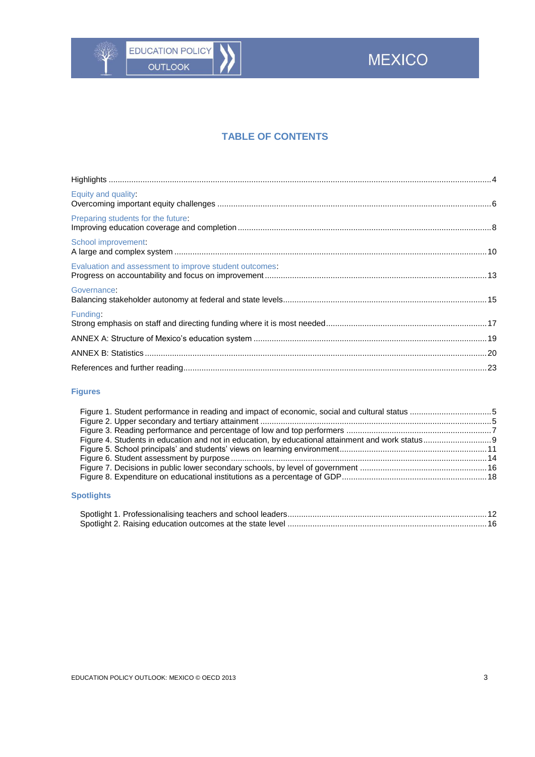# TABLE OF CONTENTS

Highlights ..... 4

Equity and quality:
Overcoming important equity challenges ..... 6

Preparing students for the future:
Improving education coverage and completion ..... 8

School improvement:
A large and complex system ..... 10

Evaluation and assessment to improve student outcomes:
Progress on accountability and focus on improvement ..... 13

Governance:
Balancing stakeholder autonomy at federal and state levels ..... 15

Funding:
Strong emphasis on staff and directing funding where it is most needed ..... 17

ANNEX A: Structure of Mexico's education system ..... 19

ANNEX B: Statistics ..... 20

References and further reading ..... 23

## Figures

Figure 1. Student performance in reading and impact of economic, social and cultural status ..... 5
Figure 2. Upper secondary and tertiary attainment ..... 5
Figure 3. Reading performance and percentage of low and top performers ..... 7
Figure 4. Students in education and not in education, by educational attainment and work status ..... 9
Figure 5. School principals' and students' views on learning environment ..... 11
Figure 6. Student assessment by purpose ..... 14
Figure 7. Decisions in public lower secondary schools, by level of government ..... 16
Figure 8. Expenditure on educational institutions as a percentage of GDP ..... 18

## Spotlights

Spotlight 1. Professionalising teachers and school leaders ..... 12
Spotlight 2. Raising education outcomes at the state level ..... 16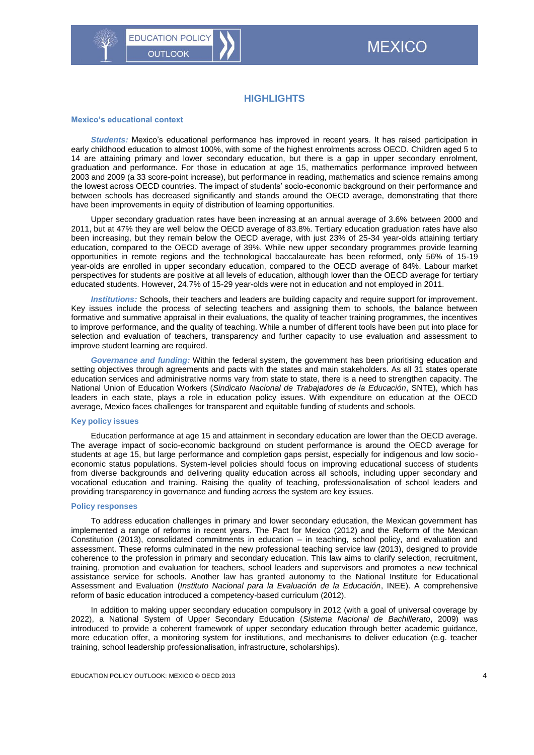## HIGHLIGHTS

### Mexico's educational context

***Students:*** Mexico's educational performance has improved in recent years. It has raised participation in early childhood education to almost 100%, with some of the highest enrolments across OECD. Children aged 5 to 14 are attaining primary and lower secondary education, but there is a gap in upper secondary enrolment, graduation and performance. For those in education at age 15, mathematics performance improved between 2003 and 2009 (a 33 score-point increase), but performance in reading, mathematics and science remains among the lowest across OECD countries. The impact of students' socio-economic background on their performance and between schools has decreased significantly and stands around the OECD average, demonstrating that there have been improvements in equity of distribution of learning opportunities.

Upper secondary graduation rates have been increasing at an annual average of 3.6% between 2000 and 2011, but at 47% they are well below the OECD average of 83.8%. Tertiary education graduation rates have also been increasing, but they remain below the OECD average, with just 23% of 25-34 year-olds attaining tertiary education, compared to the OECD average of 39%. While new upper secondary programmes provide learning opportunities in remote regions and the technological baccalaureate has been reformed, only 56% of 15-19 year-olds are enrolled in upper secondary education, compared to the OECD average of 84%. Labour market perspectives for students are positive at all levels of education, although lower than the OECD average for tertiary educated students. However, 24.7% of 15-29 year-olds were not in education and not employed in 2011.

***Institutions:*** Schools, their teachers and leaders are building capacity and require support for improvement. Key issues include the process of selecting teachers and assigning them to schools, the balance between formative and summative appraisal in their evaluations, the quality of teacher training programmes, the incentives to improve performance, and the quality of teaching. While a number of different tools have been put into place for selection and evaluation of teachers, transparency and further capacity to use evaluation and assessment to improve student learning are required.

***Governance and funding:*** Within the federal system, the government has been prioritising education and setting objectives through agreements and pacts with the states and main stakeholders. As all 31 states operate education services and administrative norms vary from state to state, there is a need to strengthen capacity. The National Union of Education Workers (*Sindicato Nacional de Trabajadores de la Educación*, SNTE), which has leaders in each state, plays a role in education policy issues. With expenditure on education at the OECD average, Mexico faces challenges for transparent and equitable funding of students and schools.

### Key policy issues

Education performance at age 15 and attainment in secondary education are lower than the OECD average. The average impact of socio-economic background on student performance is around the OECD average for students at age 15, but large performance and completion gaps persist, especially for indigenous and low socio-economic status populations. System-level policies should focus on improving educational success of students from diverse backgrounds and delivering quality education across all schools, including upper secondary and vocational education and training. Raising the quality of teaching, professionalisation of school leaders and providing transparency in governance and funding across the system are key issues.

### Policy responses

To address education challenges in primary and lower secondary education, the Mexican government has implemented a range of reforms in recent years. The Pact for Mexico (2012) and the Reform of the Mexican Constitution (2013), consolidated commitments in education – in teaching, school policy, and evaluation and assessment. These reforms culminated in the new professional teaching service law (2013), designed to provide coherence to the profession in primary and secondary education. This law aims to clarify selection, recruitment, training, promotion and evaluation for teachers, school leaders and supervisors and promotes a new technical assistance service for schools. Another law has granted autonomy to the National Institute for Educational Assessment and Evaluation (*Instituto Nacional para la Evaluación de la Educación*, INEE). A comprehensive reform of basic education introduced a competency-based curriculum (2012).

In addition to making upper secondary education compulsory in 2012 (with a goal of universal coverage by 2022), a National System of Upper Secondary Education (*Sistema Nacional de Bachillerato*, 2009) was introduced to provide a coherent framework of upper secondary education through better academic guidance, more education offer, a monitoring system for institutions, and mechanisms to deliver education (e.g. teacher training, school leadership professionalisation, infrastructure, scholarships).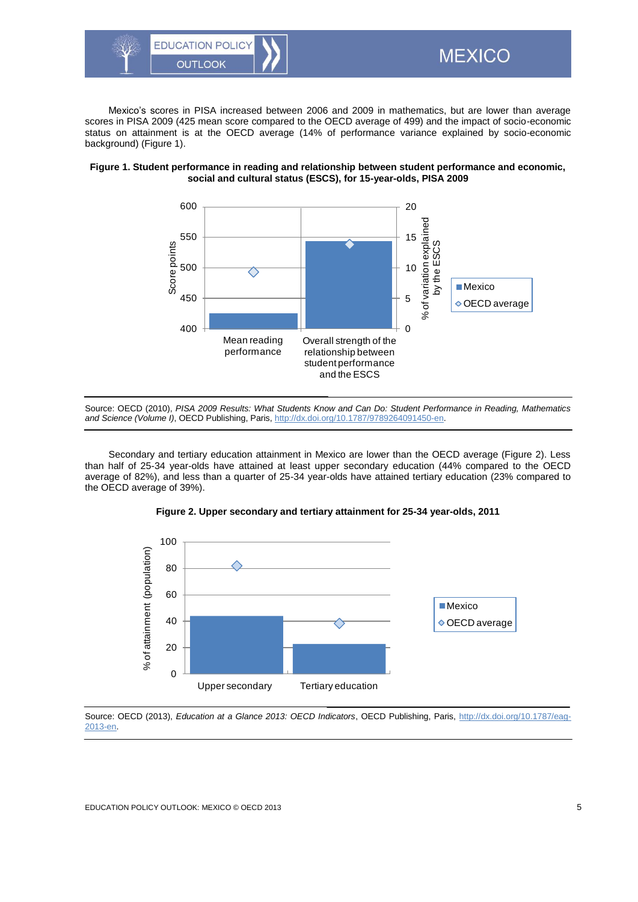Mexico's scores in PISA increased between 2006 and 2009 in mathematics, but are lower than average scores in PISA 2009 (425 mean score compared to the OECD average of 499) and the impact of socio-economic status on attainment is at the OECD average (14% of performance variance explained by socio-economic background) (Figure 1).

**Figure 1. Student performance in reading and relationship between student performance and economic, social and cultural status (ESCS), for 15-year-olds, PISA 2009**

Source: OECD (2010), *PISA 2009 Results: What Students Know and Can Do: Student Performance in Reading, Mathematics and Science (Volume I)*, OECD Publishing, Paris, http://dx.doi.org/10.1787/9789264091450-en.

Secondary and tertiary education attainment in Mexico are lower than the OECD average (Figure 2). Less than half of 25-34 year-olds have attained at least upper secondary education (44% compared to the OECD average of 82%), and less than a quarter of 25-34 year-olds have attained tertiary education (23% compared to the OECD average of 39%).

**Figure 2. Upper secondary and tertiary attainment for 25-34 year-olds, 2011**

Source: OECD (2013), *Education at a Glance 2013: OECD Indicators*, OECD Publishing, Paris, http://dx.doi.org/10.1787/eag-2013-en.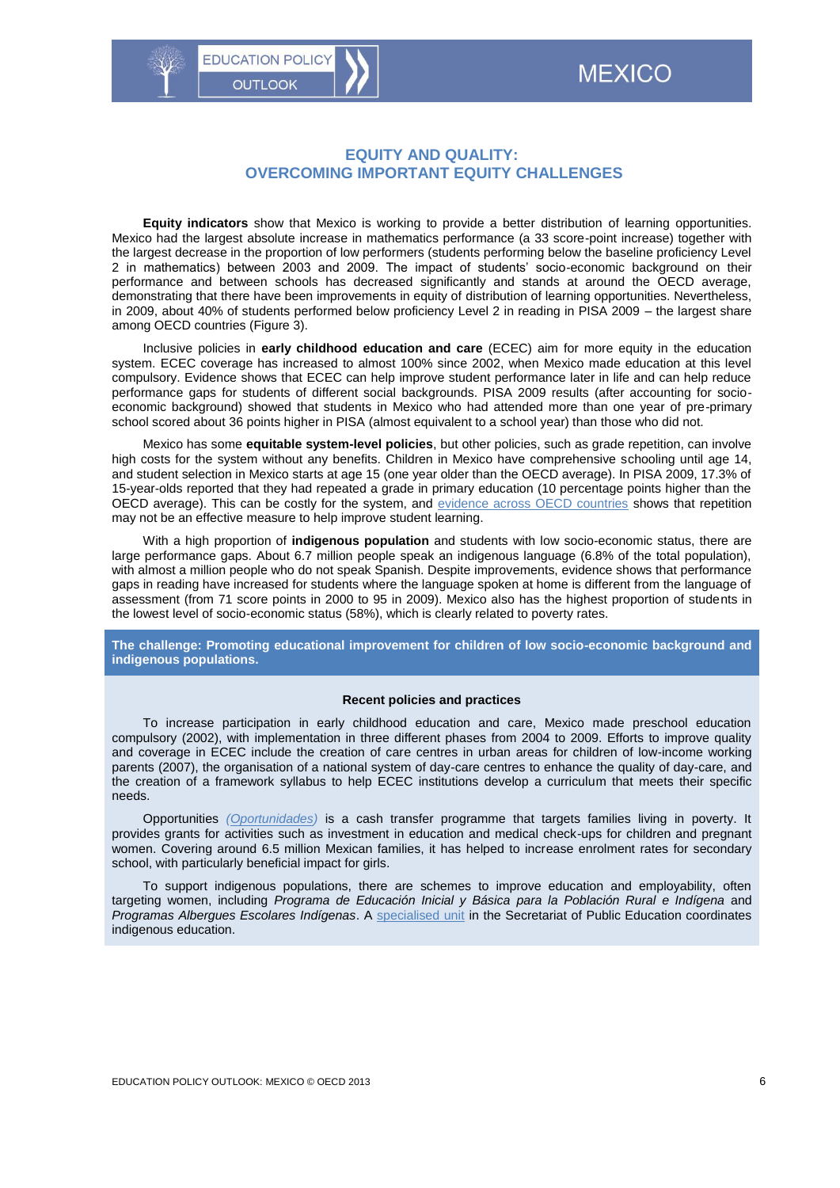## EQUITY AND QUALITY: OVERCOMING IMPORTANT EQUITY CHALLENGES

**Equity indicators** show that Mexico is working to provide a better distribution of learning opportunities. Mexico had the largest absolute increase in mathematics performance (a 33 score-point increase) together with the largest decrease in the proportion of low performers (students performing below the baseline proficiency Level 2 in mathematics) between 2003 and 2009. The impact of students' socio-economic background on their performance and between schools has decreased significantly and stands at around the OECD average, demonstrating that there have been improvements in equity of distribution of learning opportunities. Nevertheless, in 2009, about 40% of students performed below proficiency Level 2 in reading in PISA 2009 – the largest share among OECD countries (Figure 3).

Inclusive policies in **early childhood education and care** (ECEC) aim for more equity in the education system. ECEC coverage has increased to almost 100% since 2002, when Mexico made education at this level compulsory. Evidence shows that ECEC can help improve student performance later in life and can help reduce performance gaps for students of different social backgrounds. PISA 2009 results (after accounting for socio-economic background) showed that students in Mexico who had attended more than one year of pre-primary school scored about 36 points higher in PISA (almost equivalent to a school year) than those who did not.

Mexico has some **equitable system-level policies**, but other policies, such as grade repetition, can involve high costs for the system without any benefits. Children in Mexico have comprehensive schooling until age 14, and student selection in Mexico starts at age 15 (one year older than the OECD average). In PISA 2009, 17.3% of 15-year-olds reported that they had repeated a grade in primary education (10 percentage points higher than the OECD average). This can be costly for the system, and evidence across OECD countries shows that repetition may not be an effective measure to help improve student learning.

With a high proportion of **indigenous population** and students with low socio-economic status, there are large performance gaps. About 6.7 million people speak an indigenous language (6.8% of the total population), with almost a million people who do not speak Spanish. Despite improvements, evidence shows that performance gaps in reading have increased for students where the language spoken at home is different from the language of assessment (from 71 score points in 2000 to 95 in 2009). Mexico also has the highest proportion of students in the lowest level of socio-economic status (58%), which is clearly related to poverty rates.

**The challenge: Promoting educational improvement for children of low socio-economic background and indigenous populations.**

### Recent policies and practices

To increase participation in early childhood education and care, Mexico made preschool education compulsory (2002), with implementation in three different phases from 2004 to 2009. Efforts to improve quality and coverage in ECEC include the creation of care centres in urban areas for children of low-income working parents (2007), the organisation of a national system of day-care centres to enhance the quality of day-care, and the creation of a framework syllabus to help ECEC institutions develop a curriculum that meets their specific needs.

Opportunities *(Oportunidades)* is a cash transfer programme that targets families living in poverty. It provides grants for activities such as investment in education and medical check-ups for children and pregnant women. Covering around 6.5 million Mexican families, it has helped to increase enrolment rates for secondary school, with particularly beneficial impact for girls.

To support indigenous populations, there are schemes to improve education and employability, often targeting women, including *Programa de Educación Inicial y Básica para la Población Rural e Indígena* and *Programas Albergues Escolares Indígenas*. A specialised unit in the Secretariat of Public Education coordinates indigenous education.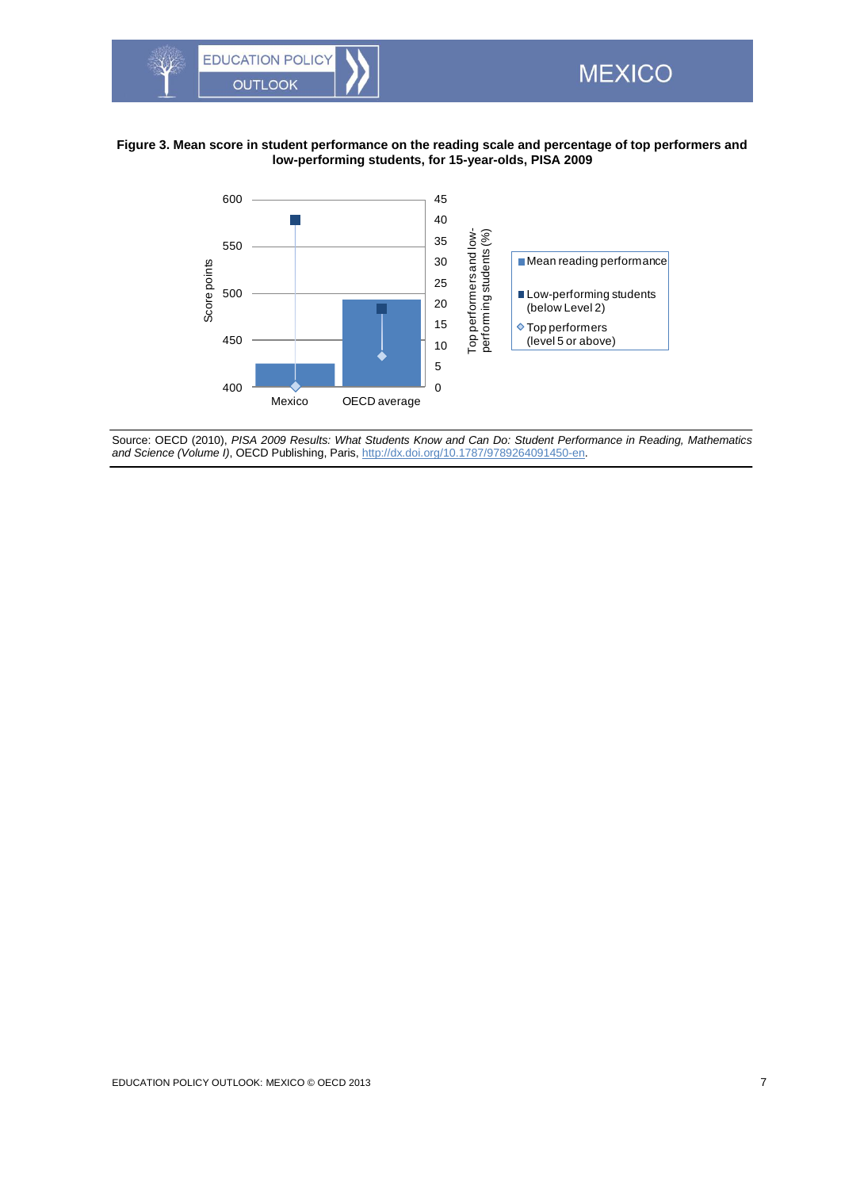**Figure 3. Mean score in student performance on the reading scale and percentage of top performers and low-performing students, for 15-year-olds, PISA 2009**

Source: OECD (2010), *PISA 2009 Results: What Students Know and Can Do: Student Performance in Reading, Mathematics and Science (Volume I)*, OECD Publishing, Paris, http://dx.doi.org/10.1787/9789264091450-en.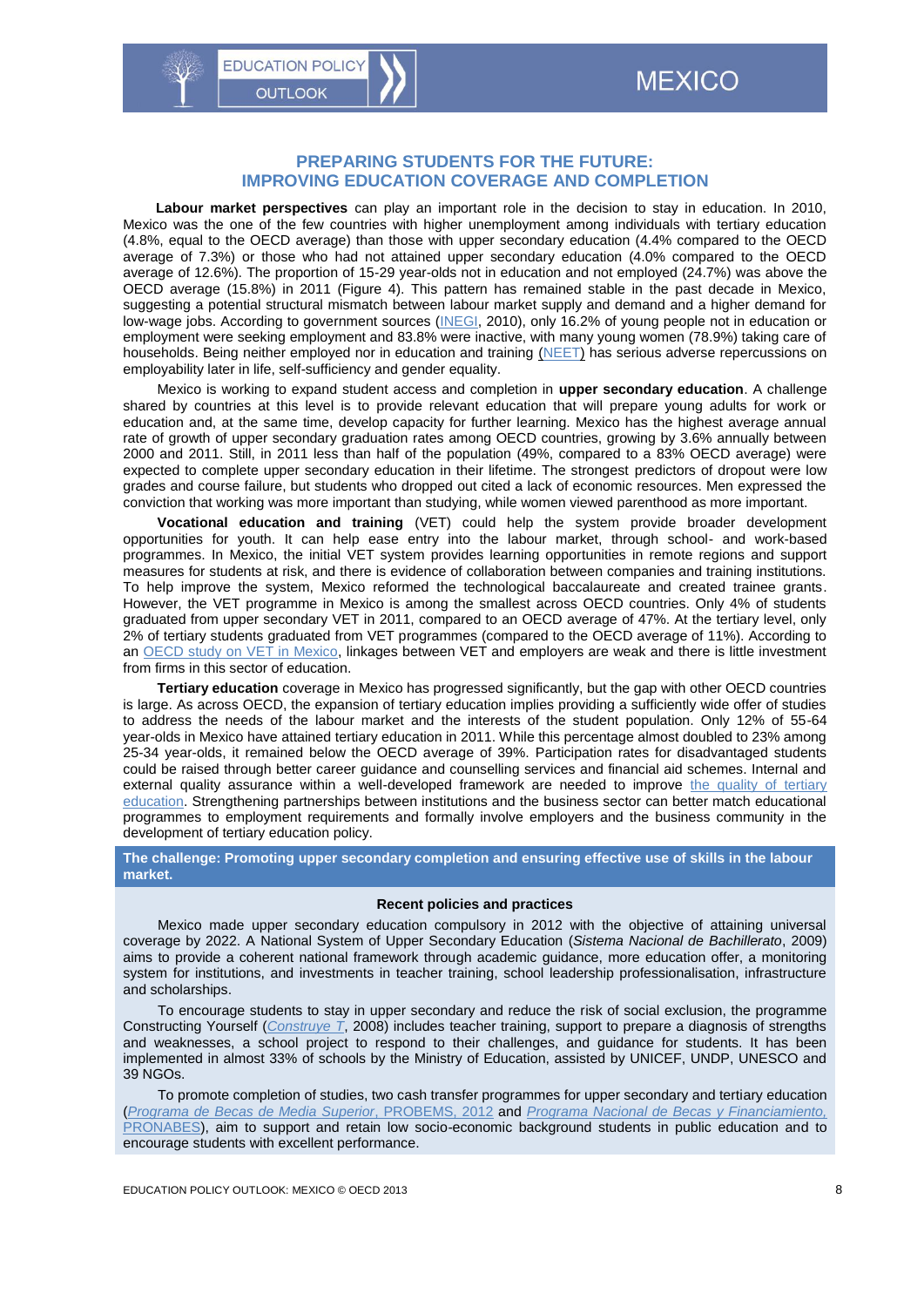## PREPARING STUDENTS FOR THE FUTURE: IMPROVING EDUCATION COVERAGE AND COMPLETION

**Labour market perspectives** can play an important role in the decision to stay in education. In 2010, Mexico was the one of the few countries with higher unemployment among individuals with tertiary education (4.8%, equal to the OECD average) than those with upper secondary education (4.4% compared to the OECD average of 7.3%) or those who had not attained upper secondary education (4.0% compared to the OECD average of 12.6%). The proportion of 15-29 year-olds not in education and not employed (24.7%) was above the OECD average (15.8%) in 2011 (Figure 4). This pattern has remained stable in the past decade in Mexico, suggesting a potential structural mismatch between labour market supply and demand and a higher demand for low-wage jobs. According to government sources (INEGI, 2010), only 16.2% of young people not in education or employment were seeking employment and 83.8% were inactive, with many young women (78.9%) taking care of households. Being neither employed nor in education and training (NEET) has serious adverse repercussions on employability later in life, self-sufficiency and gender equality.

Mexico is working to expand student access and completion in **upper secondary education**. A challenge shared by countries at this level is to provide relevant education that will prepare young adults for work or education and, at the same time, develop capacity for further learning. Mexico has the highest average annual rate of growth of upper secondary graduation rates among OECD countries, growing by 3.6% annually between 2000 and 2011. Still, in 2011 less than half of the population (49%, compared to a 83% OECD average) were expected to complete upper secondary education in their lifetime. The strongest predictors of dropout were low grades and course failure, but students who dropped out cited a lack of economic resources. Men expressed the conviction that working was more important than studying, while women viewed parenthood as more important.

**Vocational education and training** (VET) could help the system provide broader development opportunities for youth. It can help ease entry into the labour market, through school- and work-based programmes. In Mexico, the initial VET system provides learning opportunities in remote regions and support measures for students at risk, and there is evidence of collaboration between companies and training institutions. To help improve the system, Mexico reformed the technological baccalaureate and created trainee grants. However, the VET programme in Mexico is among the smallest across OECD countries. Only 4% of students graduated from upper secondary VET in 2011, compared to an OECD average of 47%. At the tertiary level, only 2% of tertiary students graduated from VET programmes (compared to the OECD average of 11%). According to an OECD study on VET in Mexico, linkages between VET and employers are weak and there is little investment from firms in this sector of education.

**Tertiary education** coverage in Mexico has progressed significantly, but the gap with other OECD countries is large. As across OECD, the expansion of tertiary education implies providing a sufficiently wide offer of studies to address the needs of the labour market and the interests of the student population. Only 12% of 55-64 year-olds in Mexico have attained tertiary education in 2011. While this percentage almost doubled to 23% among 25-34 year-olds, it remained below the OECD average of 39%. Participation rates for disadvantaged students could be raised through better career guidance and counselling services and financial aid schemes. Internal and external quality assurance within a well-developed framework are needed to improve the quality of tertiary education. Strengthening partnerships between institutions and the business sector can better match educational programmes to employment requirements and formally involve employers and the business community in the development of tertiary education policy.

**The challenge: Promoting upper secondary completion and ensuring effective use of skills in the labour market.**

**Recent policies and practices**

Mexico made upper secondary education compulsory in 2012 with the objective of attaining universal coverage by 2022. A National System of Upper Secondary Education (*Sistema Nacional de Bachillerato*, 2009) aims to provide a coherent national framework through academic guidance, more education offer, a monitoring system for institutions, and investments in teacher training, school leadership professionalisation, infrastructure and scholarships.

To encourage students to stay in upper secondary and reduce the risk of social exclusion, the programme Constructing Yourself (*Construye T*, 2008) includes teacher training, support to prepare a diagnosis of strengths and weaknesses, a school project to respond to their challenges, and guidance for students. It has been implemented in almost 33% of schools by the Ministry of Education, assisted by UNICEF, UNDP, UNESCO and 39 NGOs.

To promote completion of studies, two cash transfer programmes for upper secondary and tertiary education (*Programa de Becas de Media Superior*, PROBEMS, 2012 and *Programa Nacional de Becas y Financiamiento*, PRONABES), aim to support and retain low socio-economic background students in public education and to encourage students with excellent performance.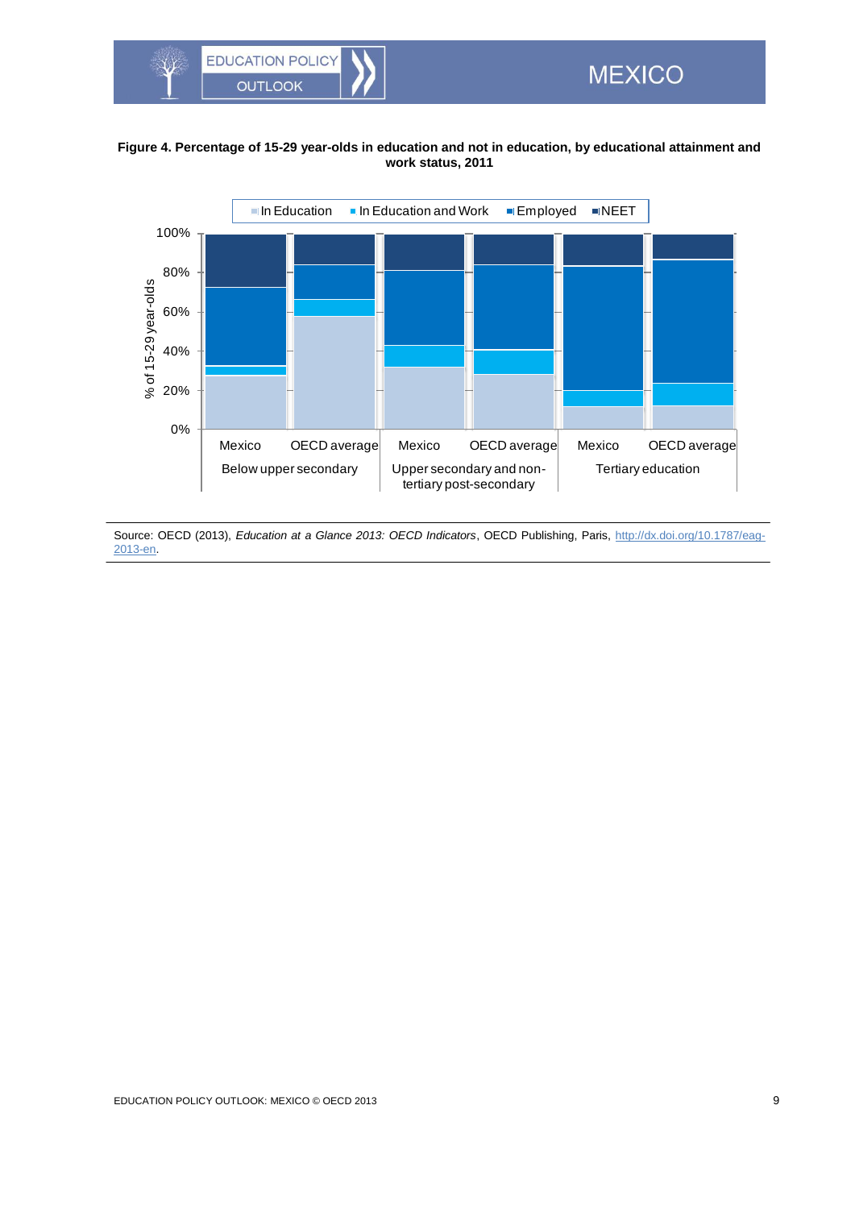**Figure 4. Percentage of 15-29 year-olds in education and not in education, by educational attainment and work status, 2011**

Source: OECD (2013), *Education at a Glance 2013: OECD Indicators*, OECD Publishing, Paris, http://dx.doi.org/10.1787/eag-2013-en.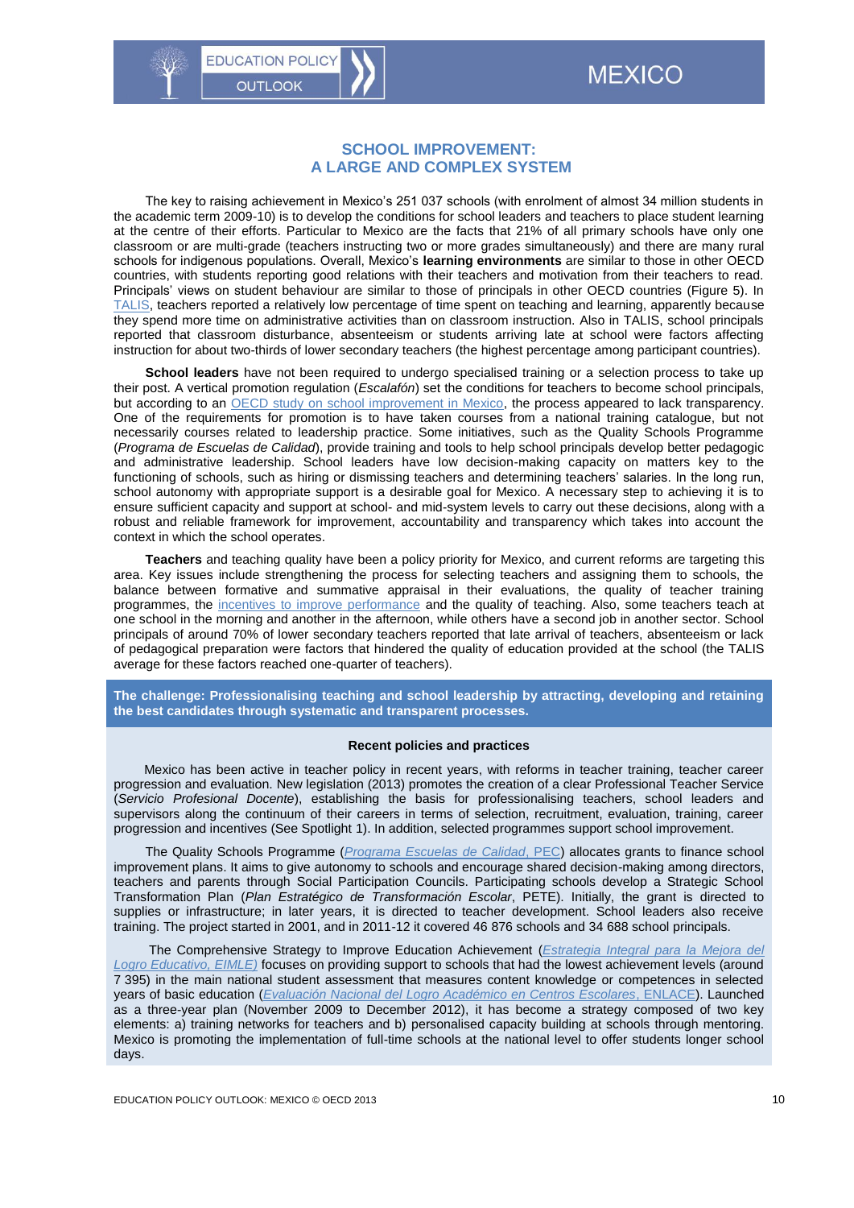## SCHOOL IMPROVEMENT:
## A LARGE AND COMPLEX SYSTEM

The key to raising achievement in Mexico's 251 037 schools (with enrolment of almost 34 million students in the academic term 2009-10) is to develop the conditions for school leaders and teachers to place student learning at the centre of their efforts. Particular to Mexico are the facts that 21% of all primary schools have only one classroom or are multi-grade (teachers instructing two or more grades simultaneously) and there are many rural schools for indigenous populations. Overall, Mexico's **learning environments** are similar to those in other OECD countries, with students reporting good relations with their teachers and motivation from their teachers to read. Principals' views on student behaviour are similar to those of principals in other OECD countries (Figure 5). In TALIS, teachers reported a relatively low percentage of time spent on teaching and learning, apparently because they spend more time on administrative activities than on classroom instruction. Also in TALIS, school principals reported that classroom disturbance, absenteeism or students arriving late at school were factors affecting instruction for about two-thirds of lower secondary teachers (the highest percentage among participant countries).

**School leaders** have not been required to undergo specialised training or a selection process to take up their post. A vertical promotion regulation (*Escalafón*) set the conditions for teachers to become school principals, but according to an OECD study on school improvement in Mexico, the process appeared to lack transparency. One of the requirements for promotion is to have taken courses from a national training catalogue, but not necessarily courses related to leadership practice. Some initiatives, such as the Quality Schools Programme (*Programa de Escuelas de Calidad*), provide training and tools to help school principals develop better pedagogic and administrative leadership. School leaders have low decision-making capacity on matters key to the functioning of schools, such as hiring or dismissing teachers and determining teachers' salaries. In the long run, school autonomy with appropriate support is a desirable goal for Mexico. A necessary step to achieving it is to ensure sufficient capacity and support at school- and mid-system levels to carry out these decisions, along with a robust and reliable framework for improvement, accountability and transparency which takes into account the context in which the school operates.

**Teachers** and teaching quality have been a policy priority for Mexico, and current reforms are targeting this area. Key issues include strengthening the process for selecting teachers and assigning them to schools, the balance between formative and summative appraisal in their evaluations, the quality of teacher training programmes, the incentives to improve performance and the quality of teaching. Also, some teachers teach at one school in the morning and another in the afternoon, while others have a second job in another sector. School principals of around 70% of lower secondary teachers reported that late arrival of teachers, absenteeism or lack of pedagogical preparation were factors that hindered the quality of education provided at the school (the TALIS average for these factors reached one-quarter of teachers).

**The challenge: Professionalising teaching and school leadership by attracting, developing and retaining the best candidates through systematic and transparent processes.**

**Recent policies and practices**

Mexico has been active in teacher policy in recent years, with reforms in teacher training, teacher career progression and evaluation. New legislation (2013) promotes the creation of a clear Professional Teacher Service (*Servicio Profesional Docente*), establishing the basis for professionalising teachers, school leaders and supervisors along the continuum of their careers in terms of selection, recruitment, evaluation, training, career progression and incentives (See Spotlight 1). In addition, selected programmes support school improvement.

The Quality Schools Programme (*Programa Escuelas de Calidad*, PEC) allocates grants to finance school improvement plans. It aims to give autonomy to schools and encourage shared decision-making among directors, teachers and parents through Social Participation Councils. Participating schools develop a Strategic School Transformation Plan (*Plan Estratégico de Transformación Escolar*, PETE). Initially, the grant is directed to supplies or infrastructure; in later years, it is directed to teacher development. School leaders also receive training. The project started in 2001, and in 2011-12 it covered 46 876 schools and 34 688 school principals.

The Comprehensive Strategy to Improve Education Achievement (*Estrategia Integral para la Mejora del Logro Educativo, EIMLE*) focuses on providing support to schools that had the lowest achievement levels (around 7 395) in the main national student assessment that measures content knowledge or competences in selected years of basic education (*Evaluación Nacional del Logro Académico en Centros Escolares*, ENLACE). Launched as a three-year plan (November 2009 to December 2012), it has become a strategy composed of two key elements: a) training networks for teachers and b) personalised capacity building at schools through mentoring. Mexico is promoting the implementation of full-time schools at the national level to offer students longer school days.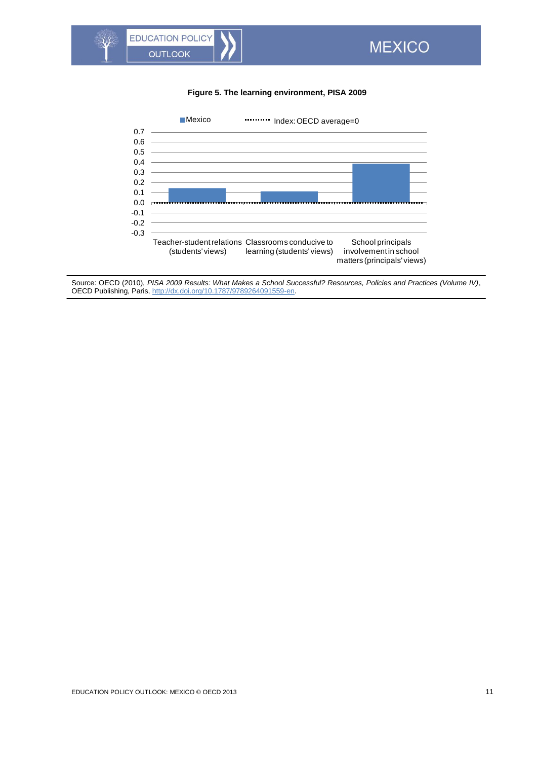**Figure 5. The learning environment, PISA 2009**

Mexico ······· Index: OECD average=0

Teacher-student relations (students' views) | Classrooms conducive to learning (students' views) | School principals involvement in school matters (principals' views)

Source: OECD (2010), *PISA 2009 Results: What Makes a School Successful? Resources, Policies and Practices (Volume IV)*, OECD Publishing, Paris, http://dx.doi.org/10.1787/9789264091559-en.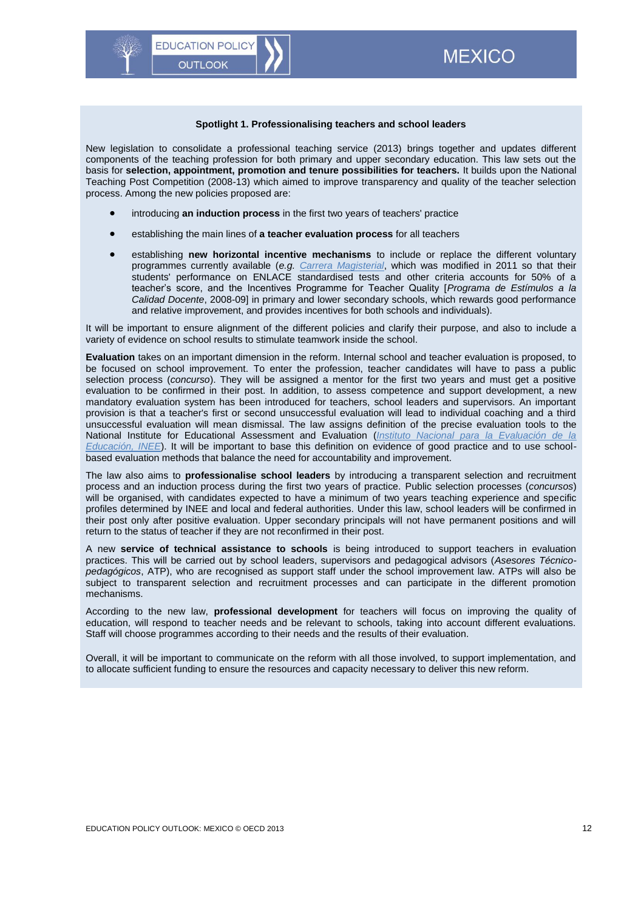### Spotlight 1. Professionalising teachers and school leaders

New legislation to consolidate a professional teaching service (2013) brings together and updates different components of the teaching profession for both primary and upper secondary education. This law sets out the basis for **selection, appointment, promotion and tenure possibilities for teachers.** It builds upon the National Teaching Post Competition (2008-13) which aimed to improve transparency and quality of the teacher selection process. Among the new policies proposed are:

- introducing **an induction process** in the first two years of teachers' practice
- establishing the main lines of **a teacher evaluation process** for all teachers
- establishing **new horizontal incentive mechanisms** to include or replace the different voluntary programmes currently available (*e.g.* *Carrera Magisterial*, which was modified in 2011 so that their students' performance on ENLACE standardised tests and other criteria accounts for 50% of a teacher's score, and the Incentives Programme for Teacher Quality [*Programa de Estímulos a la Calidad Docente*, 2008-09] in primary and lower secondary schools, which rewards good performance and relative improvement, and provides incentives for both schools and individuals).

It will be important to ensure alignment of the different policies and clarify their purpose, and also to include a variety of evidence on school results to stimulate teamwork inside the school.

**Evaluation** takes on an important dimension in the reform. Internal school and teacher evaluation is proposed, to be focused on school improvement. To enter the profession, teacher candidates will have to pass a public selection process (*concurso*). They will be assigned a mentor for the first two years and must get a positive evaluation to be confirmed in their post. In addition, to assess competence and support development, a new mandatory evaluation system has been introduced for teachers, school leaders and supervisors. An important provision is that a teacher's first or second unsuccessful evaluation will lead to individual coaching and a third unsuccessful evaluation will mean dismissal. The law assigns definition of the precise evaluation tools to the National Institute for Educational Assessment and Evaluation (*Instituto Nacional para la Evaluación de la Educación, INEE*). It will be important to base this definition on evidence of good practice and to use school-based evaluation methods that balance the need for accountability and improvement.

The law also aims to **professionalise school leaders** by introducing a transparent selection and recruitment process and an induction process during the first two years of practice. Public selection processes (*concursos*) will be organised, with candidates expected to have a minimum of two years teaching experience and specific profiles determined by INEE and local and federal authorities. Under this law, school leaders will be confirmed in their post only after positive evaluation. Upper secondary principals will not have permanent positions and will return to the status of teacher if they are not reconfirmed in their post.

A new **service of technical assistance to schools** is being introduced to support teachers in evaluation practices. This will be carried out by school leaders, supervisors and pedagogical advisors (*Asesores Técnico-pedagógicos*, ATP), who are recognised as support staff under the school improvement law. ATPs will also be subject to transparent selection and recruitment processes and can participate in the different promotion mechanisms.

According to the new law, **professional development** for teachers will focus on improving the quality of education, will respond to teacher needs and be relevant to schools, taking into account different evaluations. Staff will choose programmes according to their needs and the results of their evaluation.

Overall, it will be important to communicate on the reform with all those involved, to support implementation, and to allocate sufficient funding to ensure the resources and capacity necessary to deliver this new reform.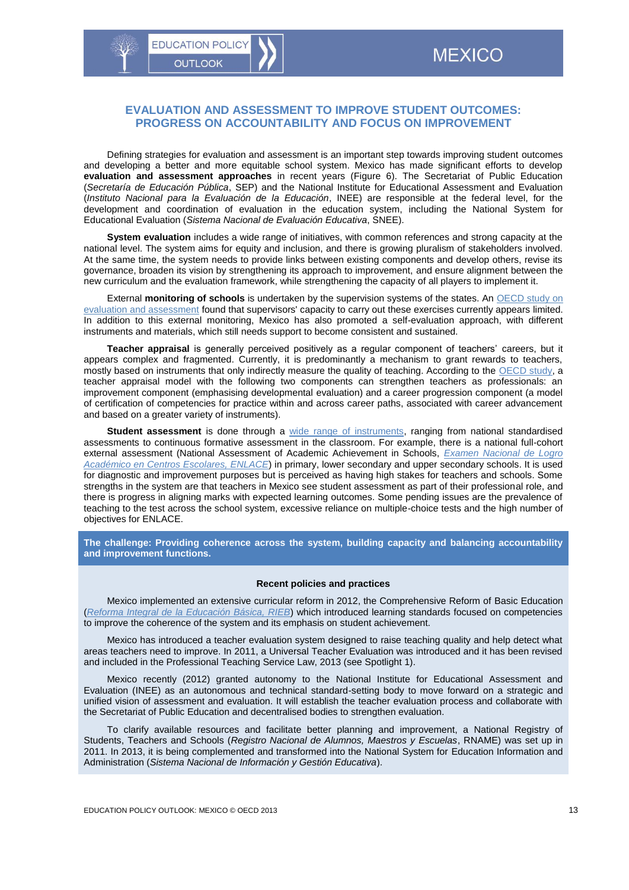## EVALUATION AND ASSESSMENT TO IMPROVE STUDENT OUTCOMES: PROGRESS ON ACCOUNTABILITY AND FOCUS ON IMPROVEMENT

Defining strategies for evaluation and assessment is an important step towards improving student outcomes and developing a better and more equitable school system. Mexico has made significant efforts to develop **evaluation and assessment approaches** in recent years (Figure 6). The Secretariat of Public Education (*Secretaría de Educación Pública*, SEP) and the National Institute for Educational Assessment and Evaluation (*Instituto Nacional para la Evaluación de la Educación*, INEE) are responsible at the federal level, for the development and coordination of evaluation in the education system, including the National System for Educational Evaluation (*Sistema Nacional de Evaluación Educativa*, SNEE).

**System evaluation** includes a wide range of initiatives, with common references and strong capacity at the national level. The system aims for equity and inclusion, and there is growing pluralism of stakeholders involved. At the same time, the system needs to provide links between existing components and develop others, revise its governance, broaden its vision by strengthening its approach to improvement, and ensure alignment between the new curriculum and the evaluation framework, while strengthening the capacity of all players to implement it.

External **monitoring of schools** is undertaken by the supervision systems of the states. An OECD study on evaluation and assessment found that supervisors' capacity to carry out these exercises currently appears limited. In addition to this external monitoring, Mexico has also promoted a self-evaluation approach, with different instruments and materials, which still needs support to become consistent and sustained.

**Teacher appraisal** is generally perceived positively as a regular component of teachers' careers, but it appears complex and fragmented. Currently, it is predominantly a mechanism to grant rewards to teachers, mostly based on instruments that only indirectly measure the quality of teaching. According to the OECD study, a teacher appraisal model with the following two components can strengthen teachers as professionals: an improvement component (emphasising developmental evaluation) and a career progression component (a model of certification of competencies for practice within and across career paths, associated with career advancement and based on a greater variety of instruments).

**Student assessment** is done through a wide range of instruments, ranging from national standardised assessments to continuous formative assessment in the classroom. For example, there is a national full-cohort external assessment (National Assessment of Academic Achievement in Schools, *Examen Nacional de Logro Académico en Centros Escolares, ENLACE*) in primary, lower secondary and upper secondary schools. It is used for diagnostic and improvement purposes but is perceived as having high stakes for teachers and schools. Some strengths in the system are that teachers in Mexico see student assessment as part of their professional role, and there is progress in aligning marks with expected learning outcomes. Some pending issues are the prevalence of teaching to the test across the school system, excessive reliance on multiple-choice tests and the high number of objectives for ENLACE.

**The challenge: Providing coherence across the system, building capacity and balancing accountability and improvement functions.**

**Recent policies and practices**

Mexico implemented an extensive curricular reform in 2012, the Comprehensive Reform of Basic Education (*Reforma Integral de la Educación Básica, RIEB*) which introduced learning standards focused on competencies to improve the coherence of the system and its emphasis on student achievement.

Mexico has introduced a teacher evaluation system designed to raise teaching quality and help detect what areas teachers need to improve. In 2011, a Universal Teacher Evaluation was introduced and it has been revised and included in the Professional Teaching Service Law, 2013 (see Spotlight 1).

Mexico recently (2012) granted autonomy to the National Institute for Educational Assessment and Evaluation (INEE) as an autonomous and technical standard-setting body to move forward on a strategic and unified vision of assessment and evaluation. It will establish the teacher evaluation process and collaborate with the Secretariat of Public Education and decentralised bodies to strengthen evaluation.

To clarify available resources and facilitate better planning and improvement, a National Registry of Students, Teachers and Schools (*Registro Nacional de Alumnos, Maestros y Escuelas*, RNAME) was set up in 2011. In 2013, it is being complemented and transformed into the National System for Education Information and Administration (*Sistema Nacional de Información y Gestión Educativa*).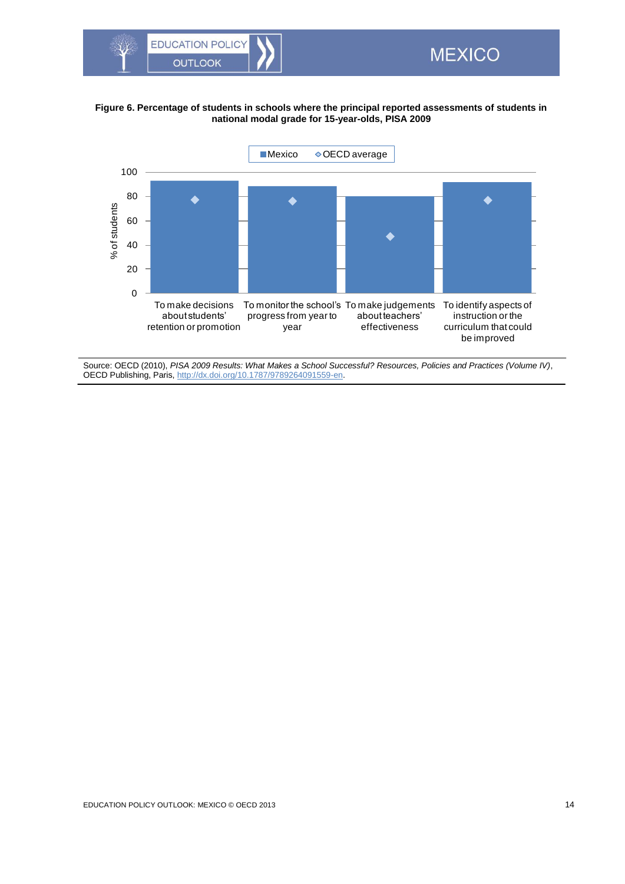**Figure 6. Percentage of students in schools where the principal reported assessments of students in national modal grade for 15-year-olds, PISA 2009**

Source: OECD (2010), *PISA 2009 Results: What Makes a School Successful? Resources, Policies and Practices (Volume IV)*, OECD Publishing, Paris, http://dx.doi.org/10.1787/9789264091559-en.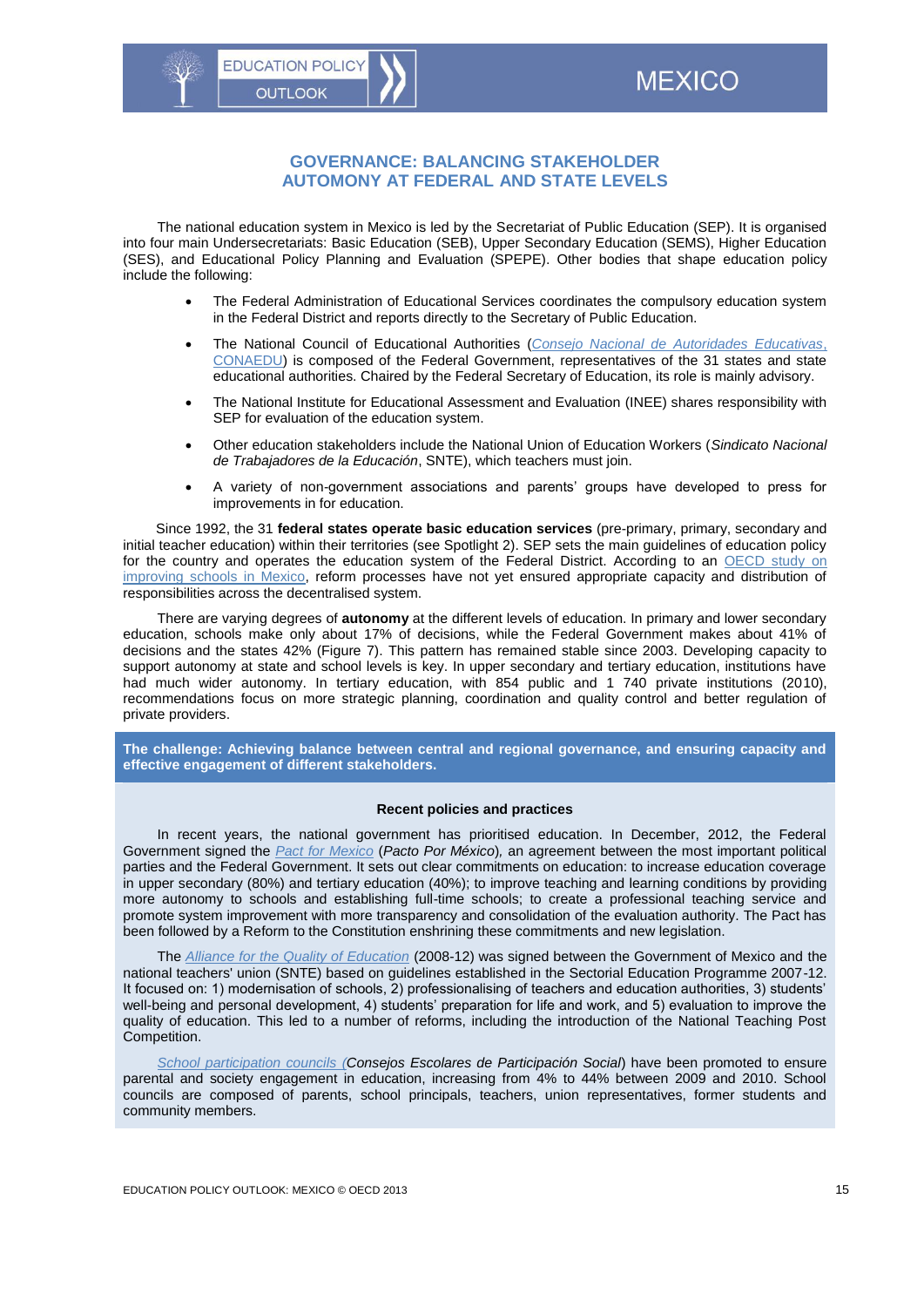## GOVERNANCE: BALANCING STAKEHOLDER AUTOMONY AT FEDERAL AND STATE LEVELS

The national education system in Mexico is led by the Secretariat of Public Education (SEP). It is organised into four main Undersecretariats: Basic Education (SEB), Upper Secondary Education (SEMS), Higher Education (SES), and Educational Policy Planning and Evaluation (SPEPE). Other bodies that shape education policy include the following:

- The Federal Administration of Educational Services coordinates the compulsory education system in the Federal District and reports directly to the Secretary of Public Education.
- The National Council of Educational Authorities (*Consejo Nacional de Autoridades Educativas*, CONAEDU) is composed of the Federal Government, representatives of the 31 states and state educational authorities. Chaired by the Federal Secretary of Education, its role is mainly advisory.
- The National Institute for Educational Assessment and Evaluation (INEE) shares responsibility with SEP for evaluation of the education system.
- Other education stakeholders include the National Union of Education Workers (*Sindicato Nacional de Trabajadores de la Educación*, SNTE), which teachers must join.
- A variety of non-government associations and parents' groups have developed to press for improvements in for education.

Since 1992, the 31 **federal states operate basic education services** (pre-primary, primary, secondary and initial teacher education) within their territories (see Spotlight 2). SEP sets the main guidelines of education policy for the country and operates the education system of the Federal District. According to an OECD study on improving schools in Mexico, reform processes have not yet ensured appropriate capacity and distribution of responsibilities across the decentralised system.

There are varying degrees of **autonomy** at the different levels of education. In primary and lower secondary education, schools make only about 17% of decisions, while the Federal Government makes about 41% of decisions and the states 42% (Figure 7). This pattern has remained stable since 2003. Developing capacity to support autonomy at state and school levels is key. In upper secondary and tertiary education, institutions have had much wider autonomy. In tertiary education, with 854 public and 1 740 private institutions (2010), recommendations focus on more strategic planning, coordination and quality control and better regulation of private providers.

**The challenge: Achieving balance between central and regional governance, and ensuring capacity and effective engagement of different stakeholders.**

### Recent policies and practices

In recent years, the national government has prioritised education. In December, 2012, the Federal Government signed the *Pact for Mexico* (*Pacto Por México*), an agreement between the most important political parties and the Federal Government. It sets out clear commitments on education: to increase education coverage in upper secondary (80%) and tertiary education (40%); to improve teaching and learning conditions by providing more autonomy to schools and establishing full-time schools; to create a professional teaching service and promote system improvement with more transparency and consolidation of the evaluation authority. The Pact has been followed by a Reform to the Constitution enshrining these commitments and new legislation.

The *Alliance for the Quality of Education* (2008-12) was signed between the Government of Mexico and the national teachers' union (SNTE) based on guidelines established in the Sectorial Education Programme 2007-12. It focused on: 1) modernisation of schools, 2) professionalising of teachers and education authorities, 3) students' well-being and personal development, 4) students' preparation for life and work, and 5) evaluation to improve the quality of education. This led to a number of reforms, including the introduction of the National Teaching Post Competition.

*School participation councils (Consejos Escolares de Participación Social*) have been promoted to ensure parental and society engagement in education, increasing from 4% to 44% between 2009 and 2010. School councils are composed of parents, school principals, teachers, union representatives, former students and community members.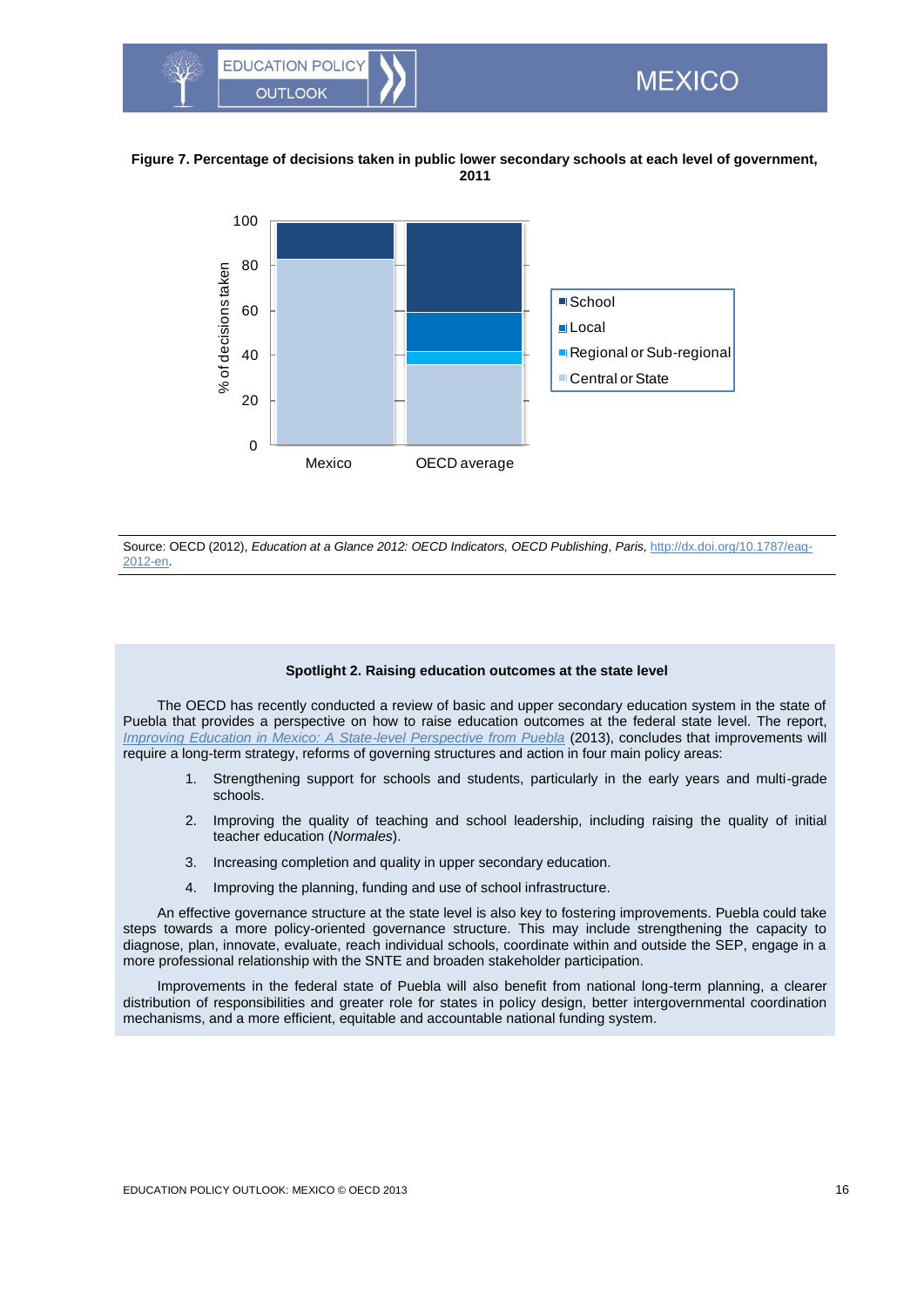**Figure 7. Percentage of decisions taken in public lower secondary schools at each level of government, 2011**

Source: OECD (2012), *Education at a Glance 2012: OECD Indicators, OECD Publishing*, *Paris*, http://dx.doi.org/10.1787/eag-2012-en.

**Spotlight 2. Raising education outcomes at the state level**

The OECD has recently conducted a review of basic and upper secondary education system in the state of Puebla that provides a perspective on how to raise education outcomes at the federal state level. The report, *Improving Education in Mexico: A State-level Perspective from Puebla* (2013), concludes that improvements will require a long-term strategy, reforms of governing structures and action in four main policy areas:

1. Strengthening support for schools and students, particularly in the early years and multi-grade schools.
2. Improving the quality of teaching and school leadership, including raising the quality of initial teacher education (*Normales*).
3. Increasing completion and quality in upper secondary education.
4. Improving the planning, funding and use of school infrastructure.

An effective governance structure at the state level is also key to fostering improvements. Puebla could take steps towards a more policy-oriented governance structure. This may include strengthening the capacity to diagnose, plan, innovate, evaluate, reach individual schools, coordinate within and outside the SEP, engage in a more professional relationship with the SNTE and broaden stakeholder participation.

Improvements in the federal state of Puebla will also benefit from national long-term planning, a clearer distribution of responsibilities and greater role for states in policy design, better intergovernmental coordination mechanisms, and a more efficient, equitable and accountable national funding system.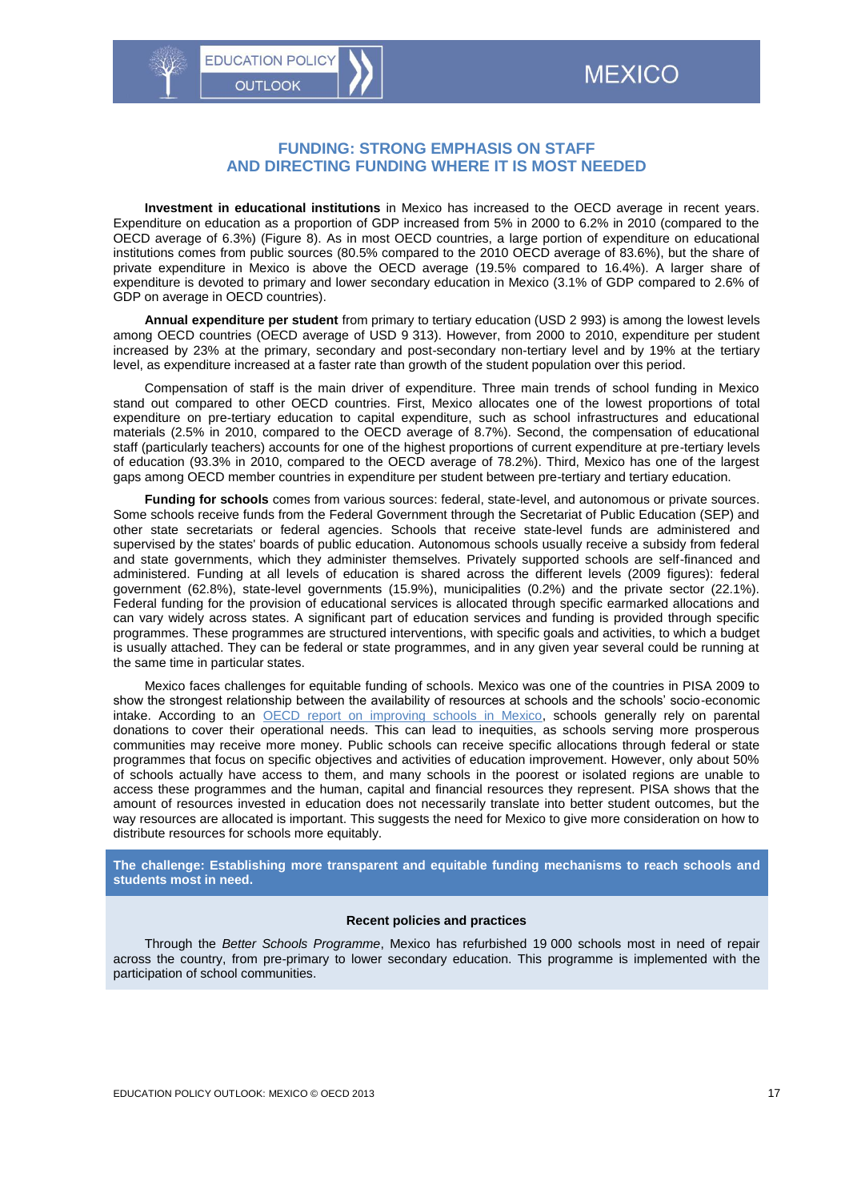## FUNDING: STRONG EMPHASIS ON STAFF AND DIRECTING FUNDING WHERE IT IS MOST NEEDED

**Investment in educational institutions** in Mexico has increased to the OECD average in recent years. Expenditure on education as a proportion of GDP increased from 5% in 2000 to 6.2% in 2010 (compared to the OECD average of 6.3%) (Figure 8). As in most OECD countries, a large portion of expenditure on educational institutions comes from public sources (80.5% compared to the 2010 OECD average of 83.6%), but the share of private expenditure in Mexico is above the OECD average (19.5% compared to 16.4%). A larger share of expenditure is devoted to primary and lower secondary education in Mexico (3.1% of GDP compared to 2.6% of GDP on average in OECD countries).

**Annual expenditure per student** from primary to tertiary education (USD 2 993) is among the lowest levels among OECD countries (OECD average of USD 9 313). However, from 2000 to 2010, expenditure per student increased by 23% at the primary, secondary and post-secondary non-tertiary level and by 19% at the tertiary level, as expenditure increased at a faster rate than growth of the student population over this period.

Compensation of staff is the main driver of expenditure. Three main trends of school funding in Mexico stand out compared to other OECD countries. First, Mexico allocates one of the lowest proportions of total expenditure on pre-tertiary education to capital expenditure, such as school infrastructures and educational materials (2.5% in 2010, compared to the OECD average of 8.7%). Second, the compensation of educational staff (particularly teachers) accounts for one of the highest proportions of current expenditure at pre-tertiary levels of education (93.3% in 2010, compared to the OECD average of 78.2%). Third, Mexico has one of the largest gaps among OECD member countries in expenditure per student between pre-tertiary and tertiary education.

**Funding for schools** comes from various sources: federal, state-level, and autonomous or private sources. Some schools receive funds from the Federal Government through the Secretariat of Public Education (SEP) and other state secretariats or federal agencies. Schools that receive state-level funds are administered and supervised by the states' boards of public education. Autonomous schools usually receive a subsidy from federal and state governments, which they administer themselves. Privately supported schools are self-financed and administered. Funding at all levels of education is shared across the different levels (2009 figures): federal government (62.8%), state-level governments (15.9%), municipalities (0.2%) and the private sector (22.1%). Federal funding for the provision of educational services is allocated through specific earmarked allocations and can vary widely across states. A significant part of education services and funding is provided through specific programmes. These programmes are structured interventions, with specific goals and activities, to which a budget is usually attached. They can be federal or state programmes, and in any given year several could be running at the same time in particular states.

Mexico faces challenges for equitable funding of schools. Mexico was one of the countries in PISA 2009 to show the strongest relationship between the availability of resources at schools and the schools' socio-economic intake. According to an OECD report on improving schools in Mexico, schools generally rely on parental donations to cover their operational needs. This can lead to inequities, as schools serving more prosperous communities may receive more money. Public schools can receive specific allocations through federal or state programmes that focus on specific objectives and activities of education improvement. However, only about 50% of schools actually have access to them, and many schools in the poorest or isolated regions are unable to access these programmes and the human, capital and financial resources they represent. PISA shows that the amount of resources invested in education does not necessarily translate into better student outcomes, but the way resources are allocated is important. This suggests the need for Mexico to give more consideration on how to distribute resources for schools more equitably.

**The challenge: Establishing more transparent and equitable funding mechanisms to reach schools and students most in need.**

**Recent policies and practices**

Through the *Better Schools Programme*, Mexico has refurbished 19 000 schools most in need of repair across the country, from pre-primary to lower secondary education. This programme is implemented with the participation of school communities.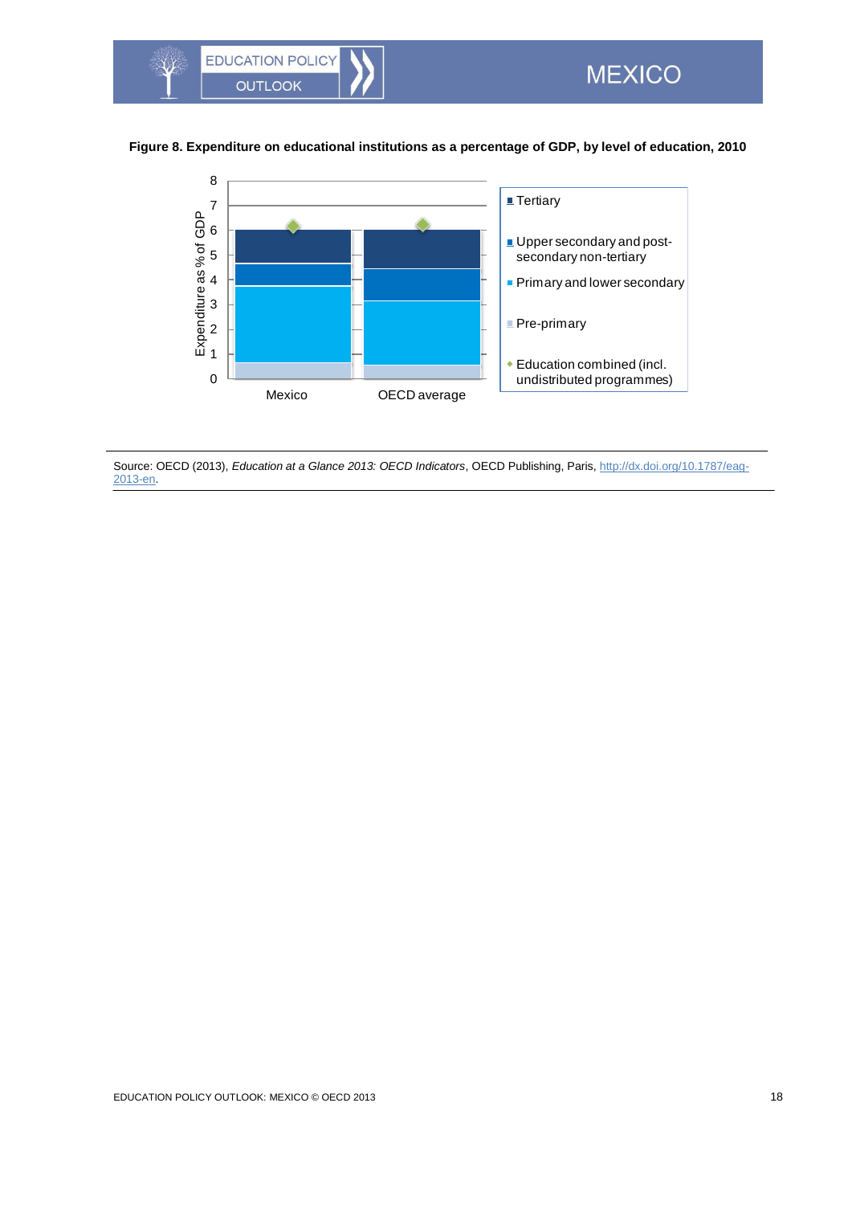**Figure 8. Expenditure on educational institutions as a percentage of GDP, by level of education, 2010**

Source: OECD (2013), *Education at a Glance 2013: OECD Indicators*, OECD Publishing, Paris, http://dx.doi.org/10.1787/eag-2013-en.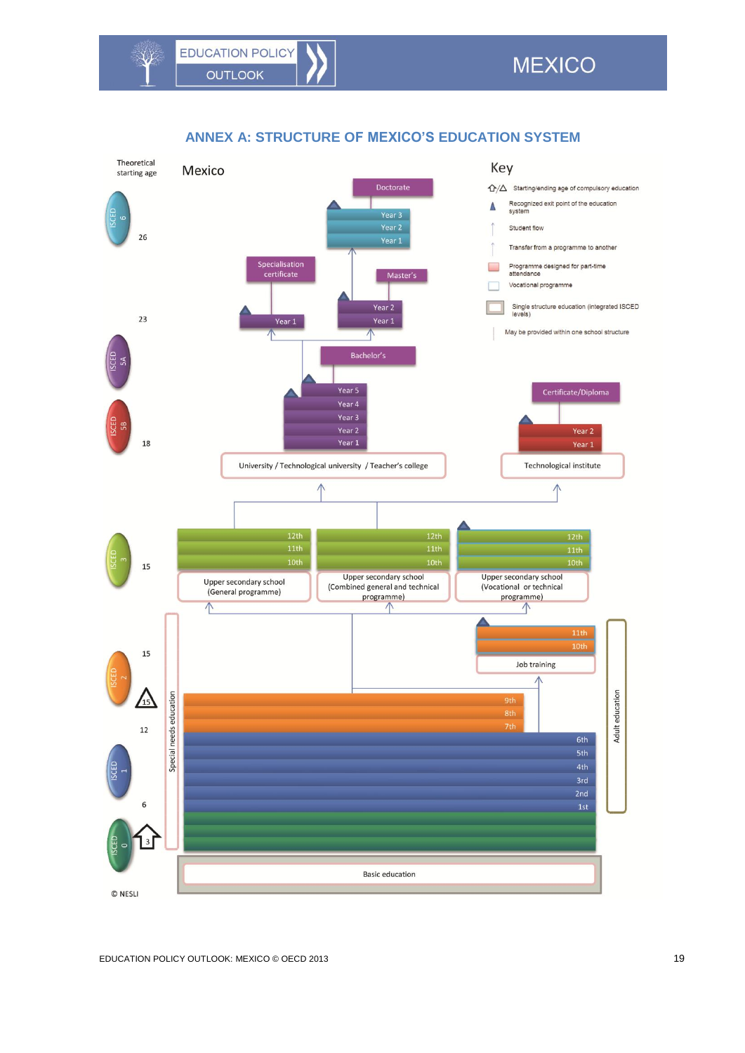## ANNEX A: STRUCTURE OF MEXICO'S EDUCATION SYSTEM

Theoretical starting age

Mexico

Key

- Starting/ending age of compulsory education
- Recognized exit point of the education system
- Student flow
- Transfer from a programme to another
- Programme designed for part-time attendance
- Vocational programme
- Single structure education (integrated ISCED levels)
- May be provided within one school structure

ISCED 6 — 26

Doctorate: Year 1, Year 2, Year 3

Specialisation certificate: Year 1

Master's: Year 1, Year 2

23

ISCED 5A

Bachelor's: Year 1, Year 2, Year 3, Year 4, Year 5

ISCED 5B — 18

Certificate/Diploma: Year 1, Year 2

University / Technological university / Teacher's college

Technological institute

ISCED 3 — 15

Upper secondary school (General programme): 10th, 11th, 12th

Upper secondary school (Combined general and technical programme): 10th, 11th, 12th

Upper secondary school (Vocational or technical programme): 10th, 11th, 12th

ISCED 2 — 15, 12

Job training: 10th, 11th

7th, 8th, 9th

ISCED 1 — 6

1st, 2nd, 3rd, 4th, 5th, 6th

ISCED 0 — 3

Basic education

Special needs education

Adult education

© NESLI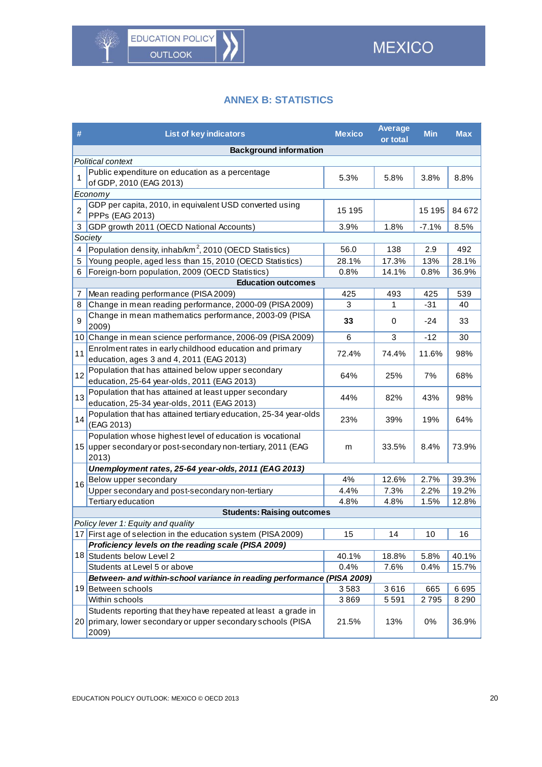## ANNEX B: STATISTICS

| # | List of key indicators | Mexico | Average or total | Min | Max |
|---|---|---|---|---|---|
| | **Background information** | | | | |
| | *Political context* | | | | |
| 1 | Public expenditure on education as a percentage of GDP, 2010 (EAG 2013) | 5.3% | 5.8% | 3.8% | 8.8% |
| | *Economy* | | | | |
| 2 | GDP per capita, 2010, in equivalent USD converted using PPPs (EAG 2013) | 15 195 | | 15 195 | 84 672 |
| 3 | GDP growth 2011 (OECD National Accounts) | 3.9% | 1.8% | -7.1% | 8.5% |
| | *Society* | | | | |
| 4 | Population density, inhab/km$^2$, 2010 (OECD Statistics) | 56.0 | 138 | 2.9 | 492 |
| 5 | Young people, aged less than 15, 2010 (OECD Statistics) | 28.1% | 17.3% | 13% | 28.1% |
| 6 | Foreign-born population, 2009 (OECD Statistics) | 0.8% | 14.1% | 0.8% | 36.9% |
| | **Education outcomes** | | | | |
| 7 | Mean reading performance (PISA 2009) | 425 | 493 | 425 | 539 |
| 8 | Change in mean reading performance, 2000-09 (PISA 2009) | 3 | 1 | -31 | 40 |
| 9 | Change in mean mathematics performance, 2003-09 (PISA 2009) | **33** | 0 | -24 | 33 |
| 10 | Change in mean science performance, 2006-09 (PISA 2009) | 6 | 3 | -12 | 30 |
| 11 | Enrolment rates in early childhood education and primary education, ages 3 and 4, 2011 (EAG 2013) | 72.4% | 74.4% | 11.6% | 98% |
| 12 | Population that has attained below upper secondary education, 25-64 year-olds, 2011 (EAG 2013) | 64% | 25% | 7% | 68% |
| 13 | Population that has attained at least upper secondary education, 25-34 year-olds, 2011 (EAG 2013) | 44% | 82% | 43% | 98% |
| 14 | Population that has attained tertiary education, 25-34 year-olds (EAG 2013) | 23% | 39% | 19% | 64% |
| 15 | Population whose highest level of education is vocational upper secondary or post-secondary non-tertiary, 2011 (EAG 2013) | m | 33.5% | 8.4% | 73.9% |
| 16 | ***Unemployment rates, 25-64 year-olds, 2011 (EAG 2013)*** | | | | |
| | Below upper secondary | 4% | 12.6% | 2.7% | 39.3% |
| | Upper secondary and post-secondary non-tertiary | 4.4% | 7.3% | 2.2% | 19.2% |
| | Tertiary education | 4.8% | 4.8% | 1.5% | 12.8% |
| | **Students: Raising outcomes** | | | | |
| | *Policy lever 1: Equity and quality* | | | | |
| 17 | First age of selection in the education system (PISA 2009) | 15 | 14 | 10 | 16 |
| 18 | ***Proficiency levels on the reading scale (PISA 2009)*** | | | | |
| | Students below Level 2 | 40.1% | 18.8% | 5.8% | 40.1% |
| | Students at Level 5 or above | 0.4% | 7.6% | 0.4% | 15.7% |
| 19 | ***Between- and within-school variance in reading performance (PISA 2009)*** | | | | |
| | Between schools | 3 583 | 3 616 | 665 | 6 695 |
| | Within schools | 3 869 | 5 591 | 2 795 | 8 290 |
| 20 | Students reporting that they have repeated at least a grade in primary, lower secondary or upper secondary schools (PISA 2009) | 21.5% | 13% | 0% | 36.9% |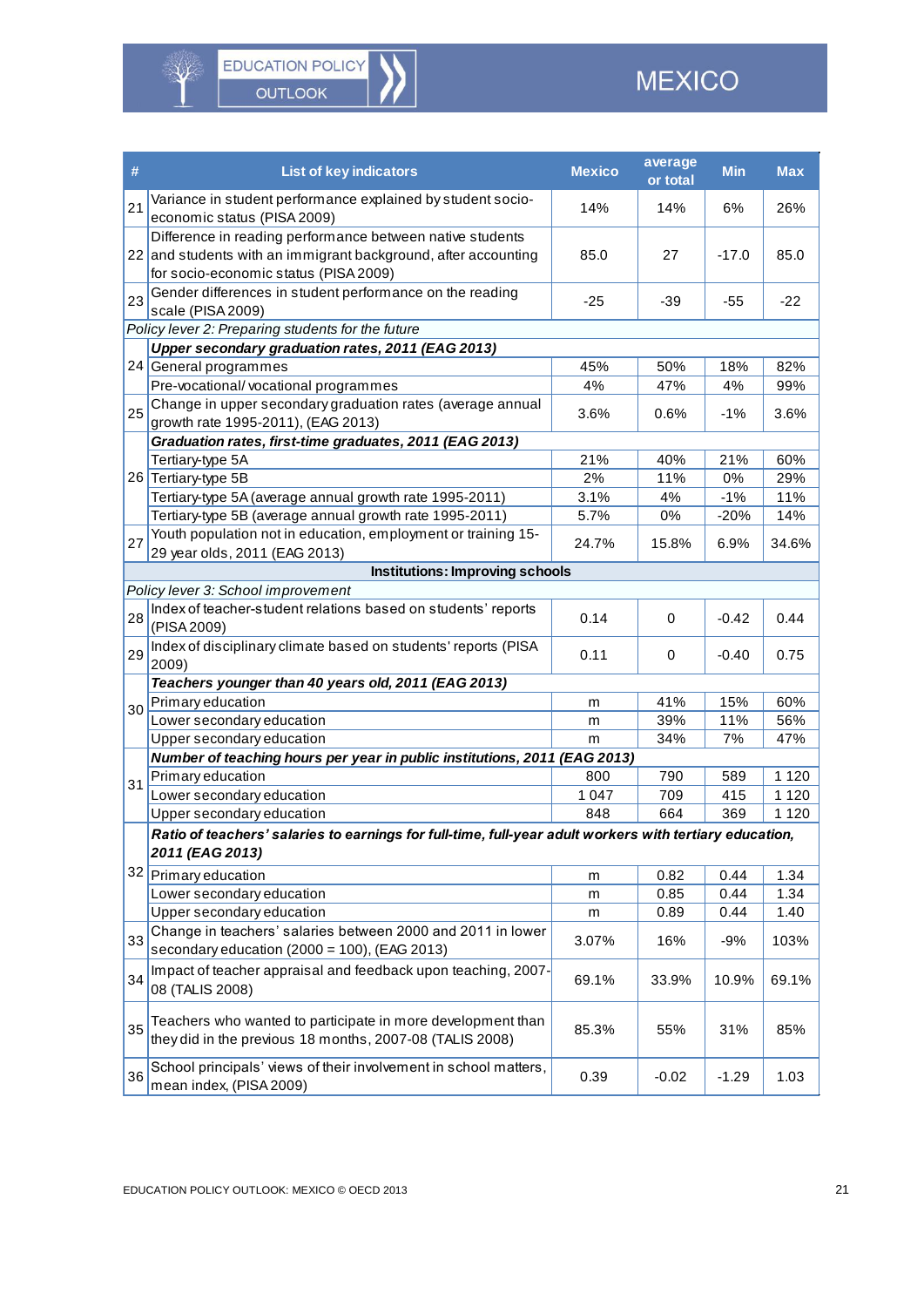| # | List of key indicators | Mexico | average or total | Min | Max |
|---|---|---|---|---|---|
| 21 | Variance in student performance explained by student socio-economic status (PISA 2009) | 14% | 14% | 6% | 26% |
| 22 | Difference in reading performance between native students and students with an immigrant background, after accounting for socio-economic status (PISA 2009) | 85.0 | 27 | -17.0 | 85.0 |
| 23 | Gender differences in student performance on the reading scale (PISA 2009) | -25 | -39 | -55 | -22 |
| *Policy lever 2: Preparing students for the future* | | | | | |
| 24 | ***Upper secondary graduation rates, 2011 (EAG 2013)*** | | | | |
| | General programmes | 45% | 50% | 18% | 82% |
| | Pre-vocational/ vocational programmes | 4% | 47% | 4% | 99% |
| 25 | Change in upper secondary graduation rates (average annual growth rate 1995-2011), (EAG 2013) | 3.6% | 0.6% | -1% | 3.6% |
| 26 | ***Graduation rates, first-time graduates, 2011 (EAG 2013)*** | | | | |
| | Tertiary-type 5A | 21% | 40% | 21% | 60% |
| | Tertiary-type 5B | 2% | 11% | 0% | 29% |
| | Tertiary-type 5A (average annual growth rate 1995-2011) | 3.1% | 4% | -1% | 11% |
| | Tertiary-type 5B (average annual growth rate 1995-2011) | 5.7% | 0% | -20% | 14% |
| 27 | Youth population not in education, employment or training 15-29 year olds, 2011 (EAG 2013) | 24.7% | 15.8% | 6.9% | 34.6% |
| **Institutions: Improving schools** | | | | | |
| *Policy lever 3: School improvement* | | | | | |
| 28 | Index of teacher-student relations based on students' reports (PISA 2009) | 0.14 | 0 | -0.42 | 0.44 |
| 29 | Index of disciplinary climate based on students' reports (PISA 2009) | 0.11 | 0 | -0.40 | 0.75 |
| 30 | ***Teachers younger than 40 years old, 2011 (EAG 2013)*** | | | | |
| | Primary education | m | 41% | 15% | 60% |
| | Lower secondary education | m | 39% | 11% | 56% |
| | Upper secondary education | m | 34% | 7% | 47% |
| 31 | ***Number of teaching hours per year in public institutions, 2011 (EAG 2013)*** | | | | |
| | Primary education | 800 | 790 | 589 | 1 120 |
| | Lower secondary education | 1 047 | 709 | 415 | 1 120 |
| | Upper secondary education | 848 | 664 | 369 | 1 120 |
| 32 | ***Ratio of teachers' salaries to earnings for full-time, full-year adult workers with tertiary education, 2011 (EAG 2013)*** | | | | |
| | Primary education | m | 0.82 | 0.44 | 1.34 |
| | Lower secondary education | m | 0.85 | 0.44 | 1.34 |
| | Upper secondary education | m | 0.89 | 0.44 | 1.40 |
| 33 | Change in teachers' salaries between 2000 and 2011 in lower secondary education (2000 = 100), (EAG 2013) | 3.07% | 16% | -9% | 103% |
| 34 | Impact of teacher appraisal and feedback upon teaching, 2007-08 (TALIS 2008) | 69.1% | 33.9% | 10.9% | 69.1% |
| 35 | Teachers who wanted to participate in more development than they did in the previous 18 months, 2007-08 (TALIS 2008) | 85.3% | 55% | 31% | 85% |
| 36 | School principals' views of their involvement in school matters, mean index, (PISA 2009) | 0.39 | -0.02 | -1.29 | 1.03 |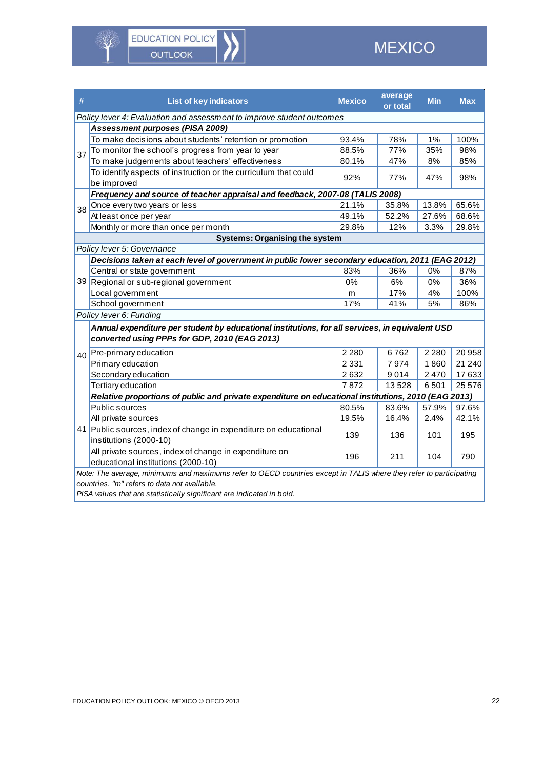| # | List of key indicators | Mexico | average or total | Min | Max |
|---|---|---|---|---|---|
| *Policy lever 4: Evaluation and assessment to improve student outcomes* | | | | | |
| 37 | ***Assessment purposes (PISA 2009)*** | | | | |
| | To make decisions about students' retention or promotion | 93.4% | 78% | 1% | 100% |
| | To monitor the school's progress from year to year | 88.5% | 77% | 35% | 98% |
| | To make judgements about teachers' effectiveness | 80.1% | 47% | 8% | 85% |
| | To identify aspects of instruction or the curriculum that could be improved | 92% | 77% | 47% | 98% |
| 38 | ***Frequency and source of teacher appraisal and feedback, 2007-08 (TALIS 2008)*** | | | | |
| | Once every two years or less | 21.1% | 35.8% | 13.8% | 65.6% |
| | At least once per year | 49.1% | 52.2% | 27.6% | 68.6% |
| | Monthly or more than once per month | 29.8% | 12% | 3.3% | 29.8% |
| **Systems: Organising the system** | | | | | |
| *Policy lever 5: Governance* | | | | | |
| 39 | ***Decisions taken at each level of government in public lower secondary education, 2011 (EAG 2012)*** | | | | |
| | Central or state government | 83% | 36% | 0% | 87% |
| | Regional or sub-regional government | 0% | 6% | 0% | 36% |
| | Local government | m | 17% | 4% | 100% |
| | School government | 17% | 41% | 5% | 86% |
| *Policy lever 6: Funding* | | | | | |
| 40 | ***Annual expenditure per student by educational institutions, for all services, in equivalent USD converted using PPPs for GDP, 2010 (EAG 2013)*** | | | | |
| | Pre-primary education | 2 280 | 6 762 | 2 280 | 20 958 |
| | Primary education | 2 331 | 7 974 | 1 860 | 21 240 |
| | Secondary education | 2 632 | 9 014 | 2 470 | 17 633 |
| | Tertiary education | 7 872 | 13 528 | 6 501 | 25 576 |
| 41 | ***Relative proportions of public and private expenditure on educational institutions, 2010 (EAG 2013)*** | | | | |
| | Public sources | 80.5% | 83.6% | 57.9% | 97.6% |
| | All private sources | 19.5% | 16.4% | 2.4% | 42.1% |
| | Public sources, index of change in expenditure on educational institutions (2000-10) | 139 | 136 | 101 | 195 |
| | All private sources, index of change in expenditure on educational institutions (2000-10) | 196 | 211 | 104 | 790 |

*Note: The average, minimums and maximums refer to OECD countries except in TALIS where they refer to participating countries. "m" refers to data not available.*
*PISA values that are statistically significant are indicated in bold.*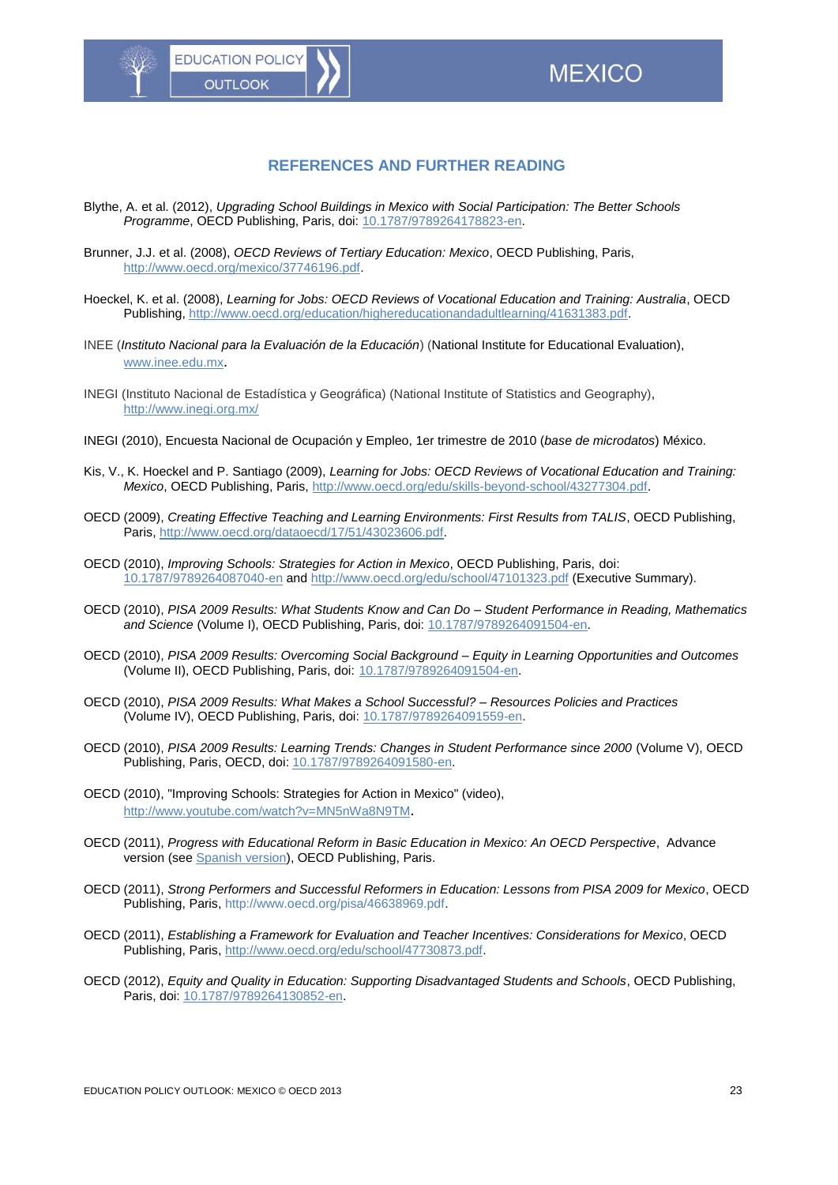## REFERENCES AND FURTHER READING

Blythe, A. et al. (2012), *Upgrading School Buildings in Mexico with Social Participation: The Better Schools Programme*, OECD Publishing, Paris, doi: 10.1787/9789264178823-en.

Brunner, J.J. et al. (2008), *OECD Reviews of Tertiary Education: Mexico*, OECD Publishing, Paris, http://www.oecd.org/mexico/37746196.pdf.

Hoeckel, K. et al. (2008), *Learning for Jobs: OECD Reviews of Vocational Education and Training: Australia*, OECD Publishing, http://www.oecd.org/education/highereducationandadultlearning/41631383.pdf.

INEE (*Instituto Nacional para la Evaluación de la Educación*) (National Institute for Educational Evaluation), www.inee.edu.mx.

INEGI (Instituto Nacional de Estadística y Geográfica) (National Institute of Statistics and Geography), http://www.inegi.org.mx/

INEGI (2010), Encuesta Nacional de Ocupación y Empleo, 1er trimestre de 2010 (*base de microdatos*) México.

Kis, V., K. Hoeckel and P. Santiago (2009), *Learning for Jobs: OECD Reviews of Vocational Education and Training: Mexico*, OECD Publishing, Paris, http://www.oecd.org/edu/skills-beyond-school/43277304.pdf.

OECD (2009), *Creating Effective Teaching and Learning Environments: First Results from TALIS*, OECD Publishing, Paris, http://www.oecd.org/dataoecd/17/51/43023606.pdf.

OECD (2010), *Improving Schools: Strategies for Action in Mexico*, OECD Publishing, Paris, doi: 10.1787/9789264087040-en and http://www.oecd.org/edu/school/47101323.pdf (Executive Summary).

OECD (2010), *PISA 2009 Results: What Students Know and Can Do – Student Performance in Reading, Mathematics and Science* (Volume I), OECD Publishing, Paris, doi: 10.1787/9789264091504-en.

OECD (2010), *PISA 2009 Results: Overcoming Social Background – Equity in Learning Opportunities and Outcomes* (Volume II), OECD Publishing, Paris, doi: 10.1787/9789264091504-en.

OECD (2010), *PISA 2009 Results: What Makes a School Successful? – Resources Policies and Practices* (Volume IV), OECD Publishing, Paris, doi: 10.1787/9789264091559-en.

OECD (2010), *PISA 2009 Results: Learning Trends: Changes in Student Performance since 2000* (Volume V), OECD Publishing, Paris, OECD, doi: 10.1787/9789264091580-en.

OECD (2010), "Improving Schools: Strategies for Action in Mexico" (video), http://www.youtube.com/watch?v=MN5nWa8N9TM.

OECD (2011), *Progress with Educational Reform in Basic Education in Mexico: An OECD Perspective*, Advance version (see Spanish version), OECD Publishing, Paris.

OECD (2011), *Strong Performers and Successful Reformers in Education: Lessons from PISA 2009 for Mexico*, OECD Publishing, Paris, http://www.oecd.org/pisa/46638969.pdf.

OECD (2011), *Establishing a Framework for Evaluation and Teacher Incentives: Considerations for Mexico*, OECD Publishing, Paris, http://www.oecd.org/edu/school/47730873.pdf.

OECD (2012), *Equity and Quality in Education: Supporting Disadvantaged Students and Schools*, OECD Publishing, Paris, doi: 10.1787/9789264130852-en.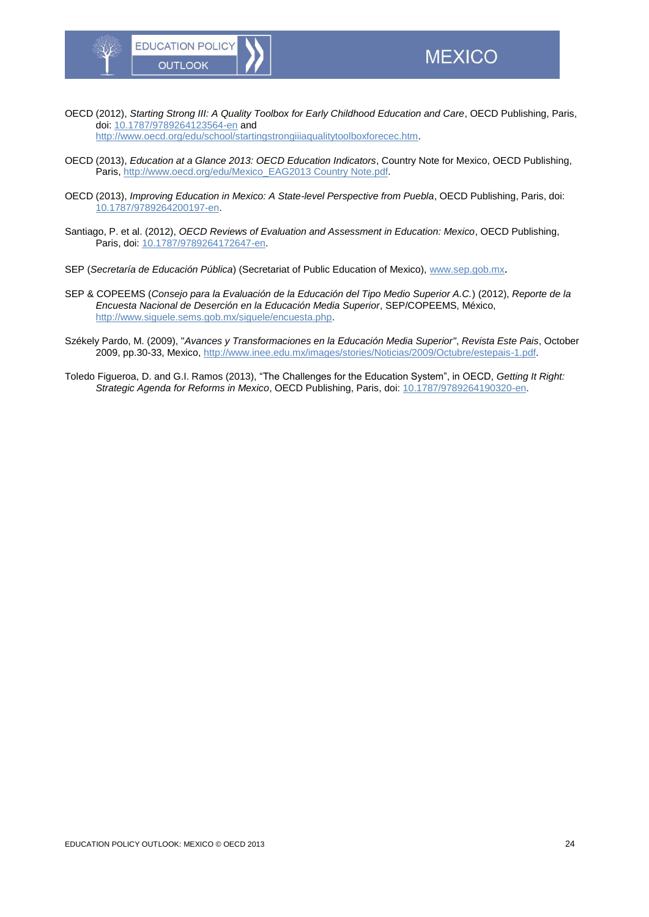OECD (2012), *Starting Strong III: A Quality Toolbox for Early Childhood Education and Care*, OECD Publishing, Paris, doi: 10.1787/9789264123564-en and http://www.oecd.org/edu/school/startingstrongiiiaqualitytoolboxforecec.htm.

OECD (2013), *Education at a Glance 2013: OECD Education Indicators*, Country Note for Mexico, OECD Publishing, Paris, http://www.oecd.org/edu/Mexico_EAG2013 Country Note.pdf.

OECD (2013), *Improving Education in Mexico: A State-level Perspective from Puebla*, OECD Publishing, Paris, doi: 10.1787/9789264200197-en.

Santiago, P. et al. (2012), *OECD Reviews of Evaluation and Assessment in Education: Mexico*, OECD Publishing, Paris, doi: 10.1787/9789264172647-en.

SEP (*Secretaría de Educación Pública*) (Secretariat of Public Education of Mexico), www.sep.gob.mx.

SEP & COPEEMS (*Consejo para la Evaluación de la Educación del Tipo Medio Superior A.C.*) (2012), *Reporte de la Encuesta Nacional de Deserción en la Educación Media Superior*, SEP/COPEEMS, México, http://www.siguele.sems.gob.mx/siguele/encuesta.php.

Székely Pardo, M. (2009), "*Avances y Transformaciones en la Educación Media Superior"*, *Revista Este Pais*, October 2009, pp.30-33, Mexico, http://www.inee.edu.mx/images/stories/Noticias/2009/Octubre/estepais-1.pdf.

Toledo Figueroa, D. and G.I. Ramos (2013), "The Challenges for the Education System", in OECD, *Getting It Right: Strategic Agenda for Reforms in Mexico*, OECD Publishing, Paris, doi: 10.1787/9789264190320-en.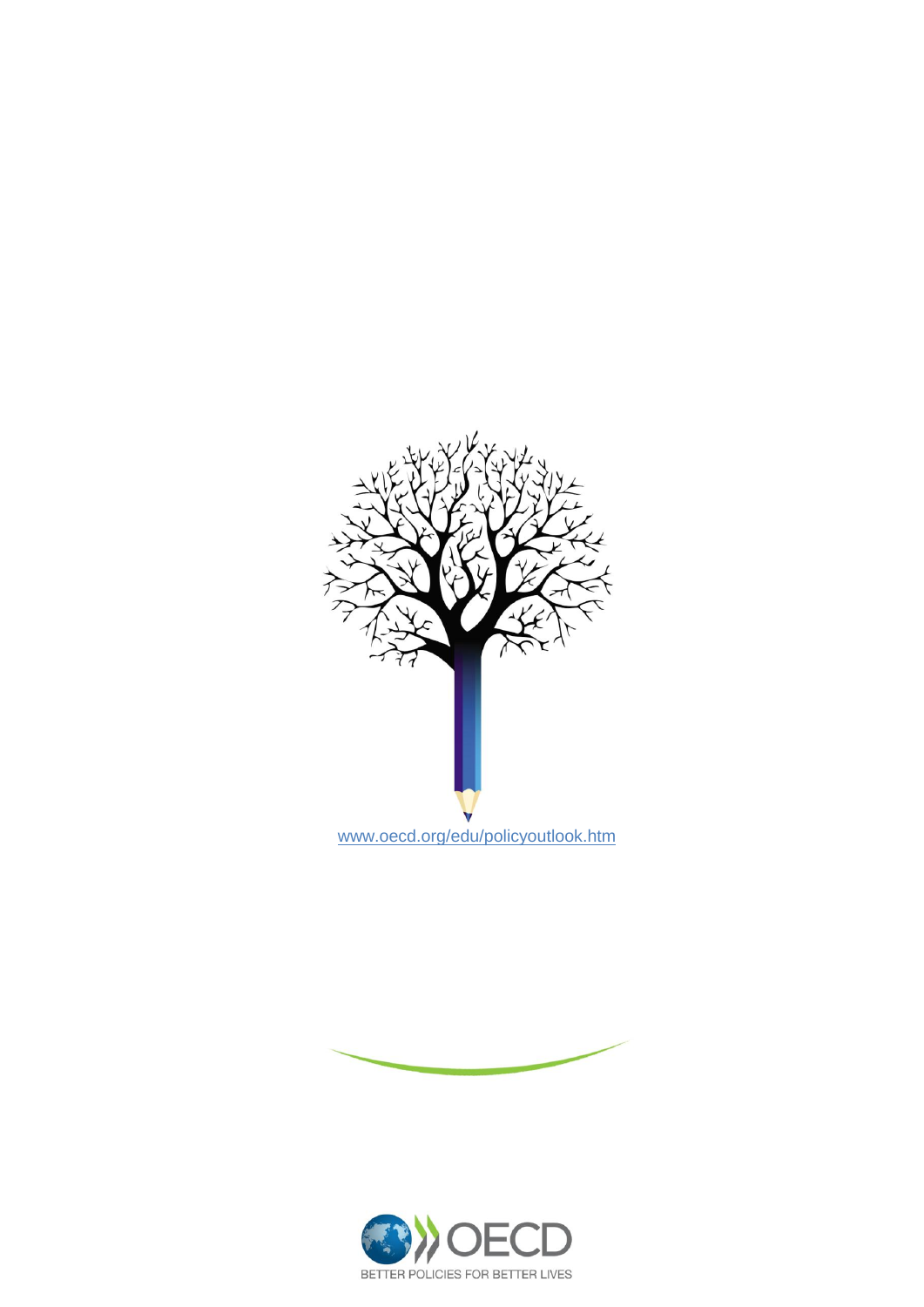www.oecd.org/edu/policyoutlook.htm

BETTER POLICIES FOR BETTER LIVES